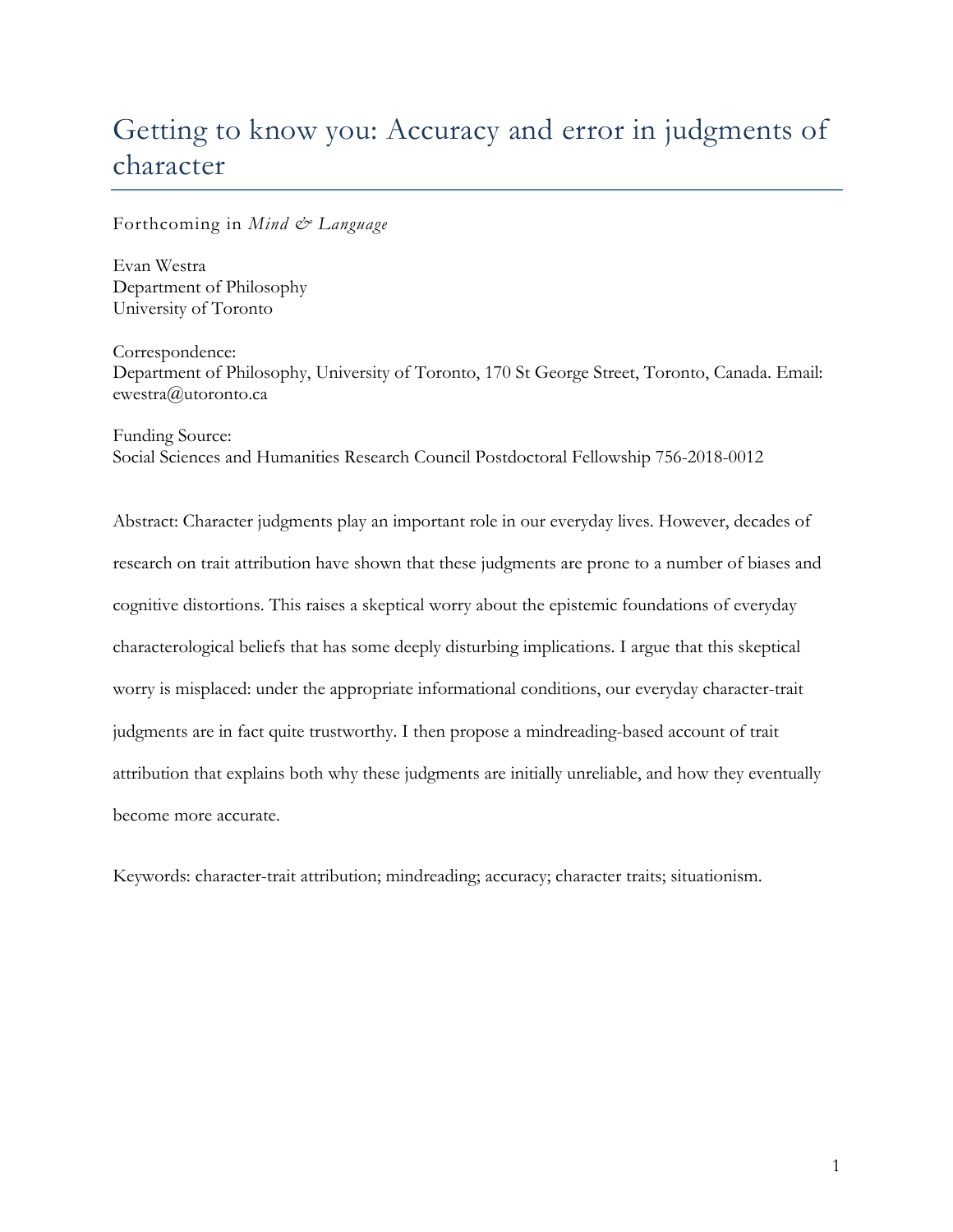# Getting to know you: Accuracy and error in judgments of character

Forthcoming in *Mind & Language*

Evan Westra
Department of Philosophy
University of Toronto

Correspondence:
Department of Philosophy, University of Toronto, 170 St George Street, Toronto, Canada. Email: ewestra@utoronto.ca

Funding Source:
Social Sciences and Humanities Research Council Postdoctoral Fellowship 756-2018-0012

Abstract: Character judgments play an important role in our everyday lives. However, decades of research on trait attribution have shown that these judgments are prone to a number of biases and cognitive distortions. This raises a skeptical worry about the epistemic foundations of everyday characterological beliefs that has some deeply disturbing implications. I argue that this skeptical worry is misplaced: under the appropriate informational conditions, our everyday character-trait judgments are in fact quite trustworthy. I then propose a mindreading-based account of trait attribution that explains both why these judgments are initially unreliable, and how they eventually become more accurate.

Keywords: character-trait attribution; mindreading; accuracy; character traits; situationism.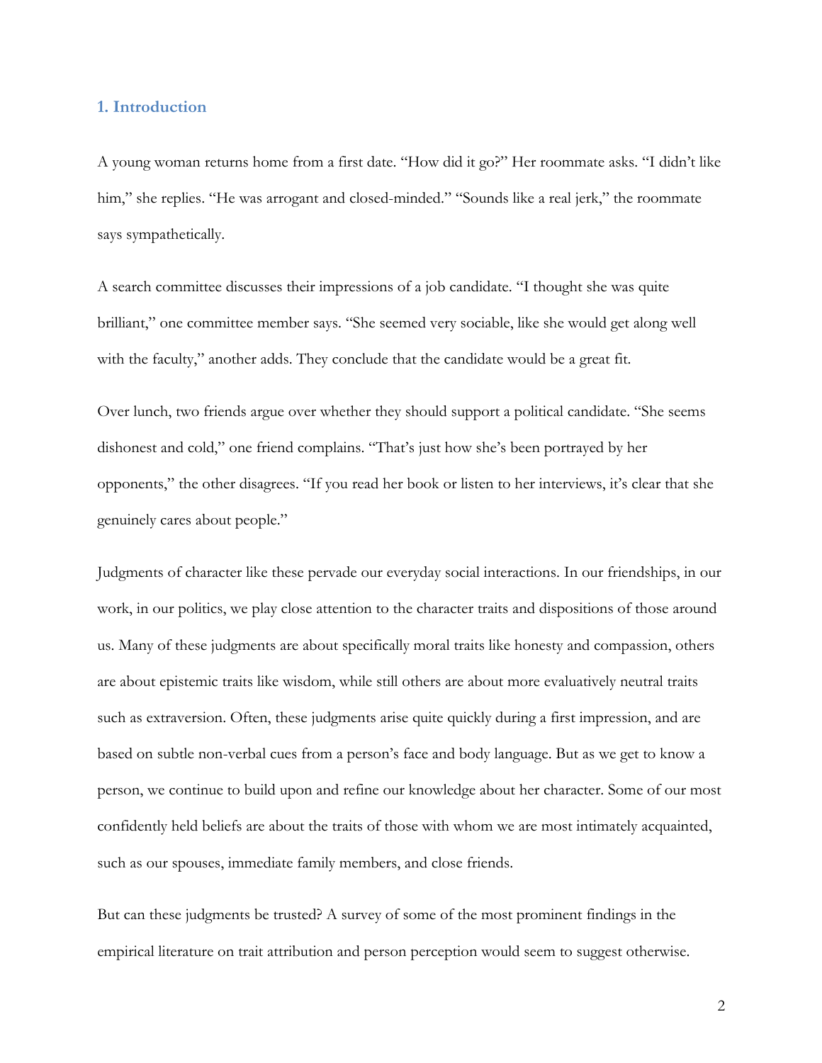## 1. Introduction

A young woman returns home from a first date. “How did it go?” Her roommate asks. “I didn’t like him,” she replies. “He was arrogant and closed-minded.” “Sounds like a real jerk,” the roommate says sympathetically.

A search committee discusses their impressions of a job candidate. “I thought she was quite brilliant,” one committee member says. “She seemed very sociable, like she would get along well with the faculty,” another adds. They conclude that the candidate would be a great fit.

Over lunch, two friends argue over whether they should support a political candidate. “She seems dishonest and cold,” one friend complains. “That’s just how she’s been portrayed by her opponents,” the other disagrees. “If you read her book or listen to her interviews, it’s clear that she genuinely cares about people.”

Judgments of character like these pervade our everyday social interactions. In our friendships, in our work, in our politics, we play close attention to the character traits and dispositions of those around us. Many of these judgments are about specifically moral traits like honesty and compassion, others are about epistemic traits like wisdom, while still others are about more evaluatively neutral traits such as extraversion. Often, these judgments arise quite quickly during a first impression, and are based on subtle non-verbal cues from a person’s face and body language. But as we get to know a person, we continue to build upon and refine our knowledge about her character. Some of our most confidently held beliefs are about the traits of those with whom we are most intimately acquainted, such as our spouses, immediate family members, and close friends.

But can these judgments be trusted? A survey of some of the most prominent findings in the empirical literature on trait attribution and person perception would seem to suggest otherwise.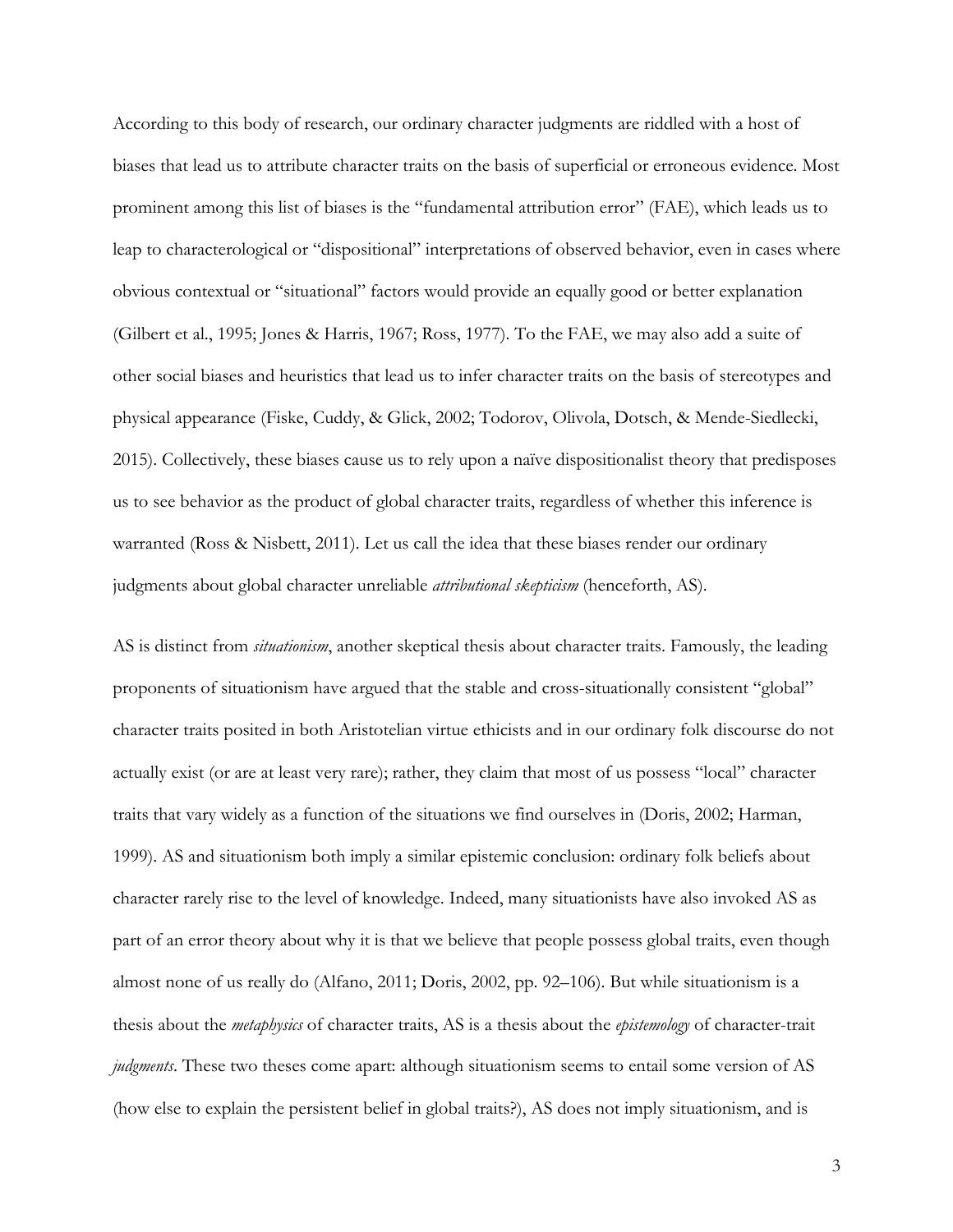According to this body of research, our ordinary character judgments are riddled with a host of biases that lead us to attribute character traits on the basis of superficial or erroneous evidence. Most prominent among this list of biases is the "fundamental attribution error" (FAE), which leads us to leap to characterological or "dispositional" interpretations of observed behavior, even in cases where obvious contextual or "situational" factors would provide an equally good or better explanation (Gilbert et al., 1995; Jones & Harris, 1967; Ross, 1977). To the FAE, we may also add a suite of other social biases and heuristics that lead us to infer character traits on the basis of stereotypes and physical appearance (Fiske, Cuddy, & Glick, 2002; Todorov, Olivola, Dotsch, & Mende-Siedlecki, 2015). Collectively, these biases cause us to rely upon a naïve dispositionalist theory that predisposes us to see behavior as the product of global character traits, regardless of whether this inference is warranted (Ross & Nisbett, 2011). Let us call the idea that these biases render our ordinary judgments about global character unreliable *attributional skepticism* (henceforth, AS).

AS is distinct from *situationism*, another skeptical thesis about character traits. Famously, the leading proponents of situationism have argued that the stable and cross-situationally consistent "global" character traits posited in both Aristotelian virtue ethicists and in our ordinary folk discourse do not actually exist (or are at least very rare); rather, they claim that most of us possess "local" character traits that vary widely as a function of the situations we find ourselves in (Doris, 2002; Harman, 1999). AS and situationism both imply a similar epistemic conclusion: ordinary folk beliefs about character rarely rise to the level of knowledge. Indeed, many situationists have also invoked AS as part of an error theory about why it is that we believe that people possess global traits, even though almost none of us really do (Alfano, 2011; Doris, 2002, pp. 92–106). But while situationism is a thesis about the *metaphysics* of character traits, AS is a thesis about the *epistemology* of character-trait *judgments*. These two theses come apart: although situationism seems to entail some version of AS (how else to explain the persistent belief in global traits?), AS does not imply situationism, and is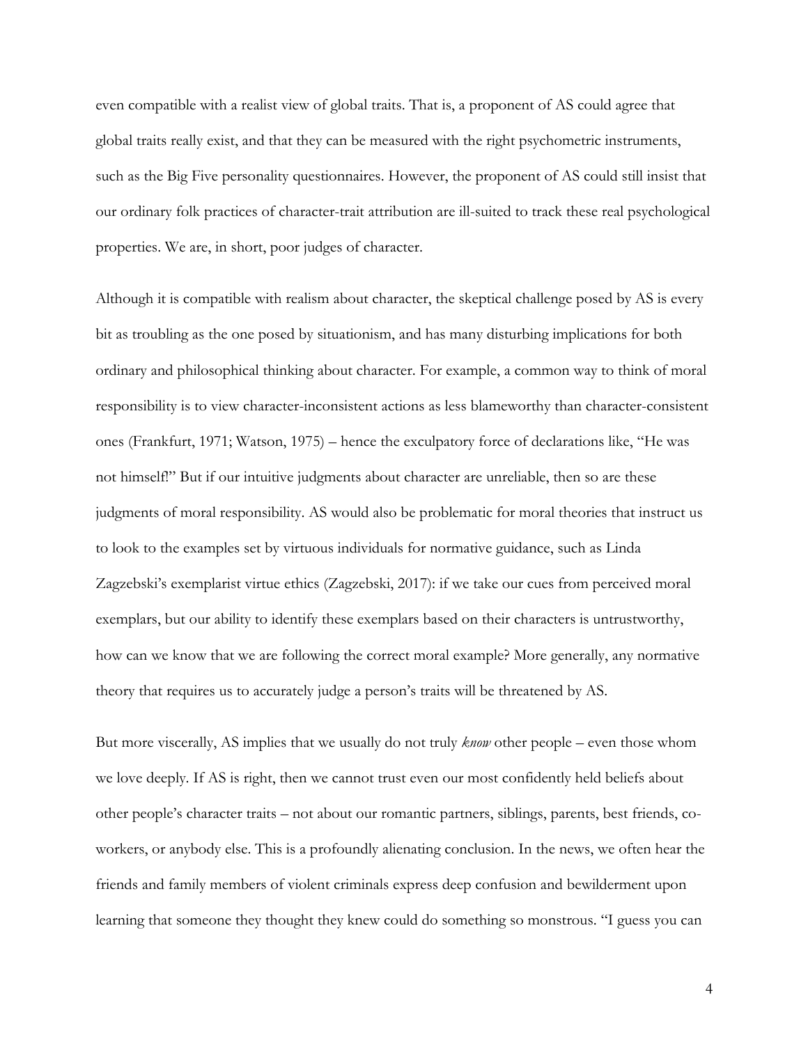even compatible with a realist view of global traits. That is, a proponent of AS could agree that global traits really exist, and that they can be measured with the right psychometric instruments, such as the Big Five personality questionnaires. However, the proponent of AS could still insist that our ordinary folk practices of character-trait attribution are ill-suited to track these real psychological properties. We are, in short, poor judges of character.

Although it is compatible with realism about character, the skeptical challenge posed by AS is every bit as troubling as the one posed by situationism, and has many disturbing implications for both ordinary and philosophical thinking about character. For example, a common way to think of moral responsibility is to view character-inconsistent actions as less blameworthy than character-consistent ones (Frankfurt, 1971; Watson, 1975) – hence the exculpatory force of declarations like, "He was not himself!" But if our intuitive judgments about character are unreliable, then so are these judgments of moral responsibility. AS would also be problematic for moral theories that instruct us to look to the examples set by virtuous individuals for normative guidance, such as Linda Zagzebski's exemplarist virtue ethics (Zagzebski, 2017): if we take our cues from perceived moral exemplars, but our ability to identify these exemplars based on their characters is untrustworthy, how can we know that we are following the correct moral example? More generally, any normative theory that requires us to accurately judge a person's traits will be threatened by AS.

But more viscerally, AS implies that we usually do not truly *know* other people – even those whom we love deeply. If AS is right, then we cannot trust even our most confidently held beliefs about other people's character traits – not about our romantic partners, siblings, parents, best friends, co-workers, or anybody else. This is a profoundly alienating conclusion. In the news, we often hear the friends and family members of violent criminals express deep confusion and bewilderment upon learning that someone they thought they knew could do something so monstrous. "I guess you can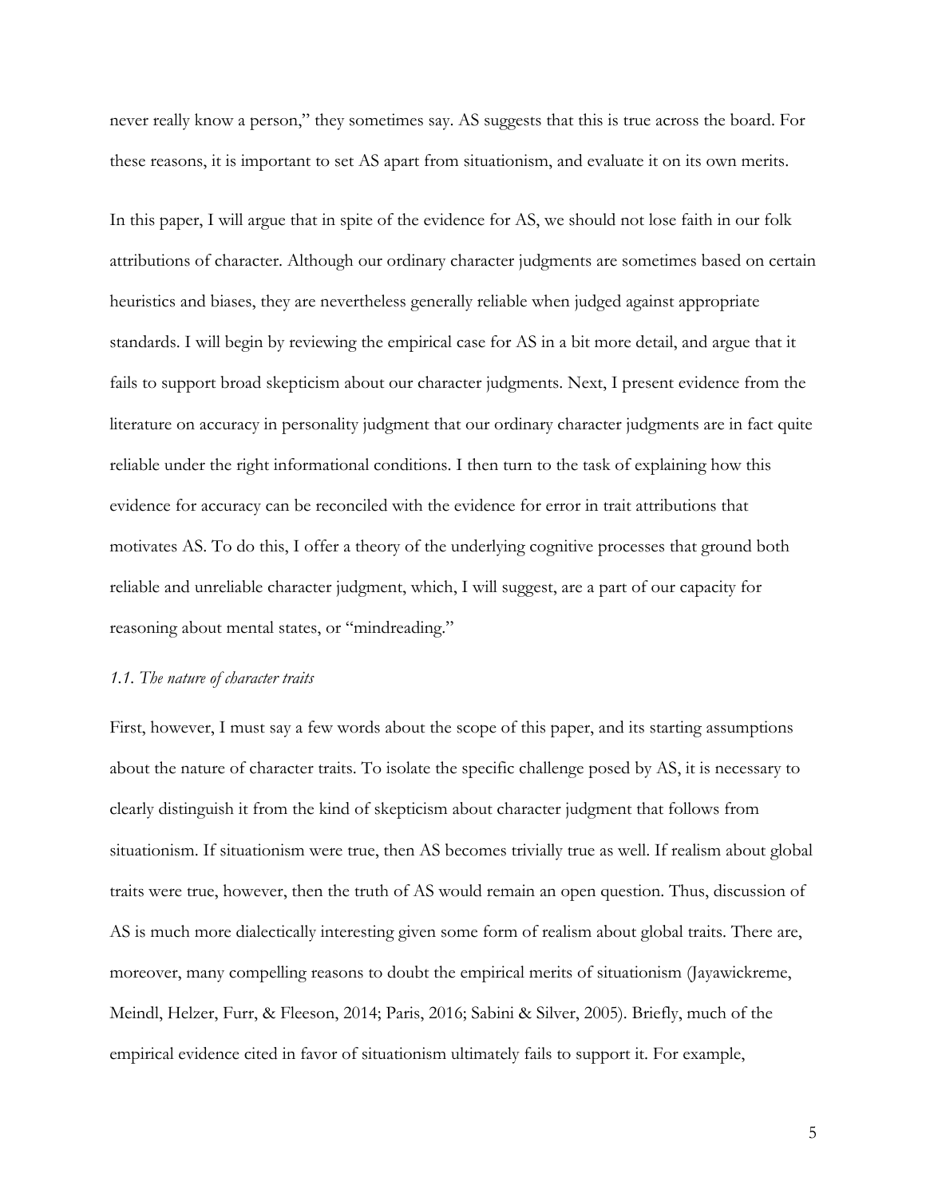never really know a person," they sometimes say. AS suggests that this is true across the board. For these reasons, it is important to set AS apart from situationism, and evaluate it on its own merits.

In this paper, I will argue that in spite of the evidence for AS, we should not lose faith in our folk attributions of character. Although our ordinary character judgments are sometimes based on certain heuristics and biases, they are nevertheless generally reliable when judged against appropriate standards. I will begin by reviewing the empirical case for AS in a bit more detail, and argue that it fails to support broad skepticism about our character judgments. Next, I present evidence from the literature on accuracy in personality judgment that our ordinary character judgments are in fact quite reliable under the right informational conditions. I then turn to the task of explaining how this evidence for accuracy can be reconciled with the evidence for error in trait attributions that motivates AS. To do this, I offer a theory of the underlying cognitive processes that ground both reliable and unreliable character judgment, which, I will suggest, are a part of our capacity for reasoning about mental states, or "mindreading."

### *1.1. The nature of character traits*

First, however, I must say a few words about the scope of this paper, and its starting assumptions about the nature of character traits. To isolate the specific challenge posed by AS, it is necessary to clearly distinguish it from the kind of skepticism about character judgment that follows from situationism. If situationism were true, then AS becomes trivially true as well. If realism about global traits were true, however, then the truth of AS would remain an open question. Thus, discussion of AS is much more dialectically interesting given some form of realism about global traits. There are, moreover, many compelling reasons to doubt the empirical merits of situationism (Jayawickreme, Meindl, Helzer, Furr, & Fleeson, 2014; Paris, 2016; Sabini & Silver, 2005). Briefly, much of the empirical evidence cited in favor of situationism ultimately fails to support it. For example,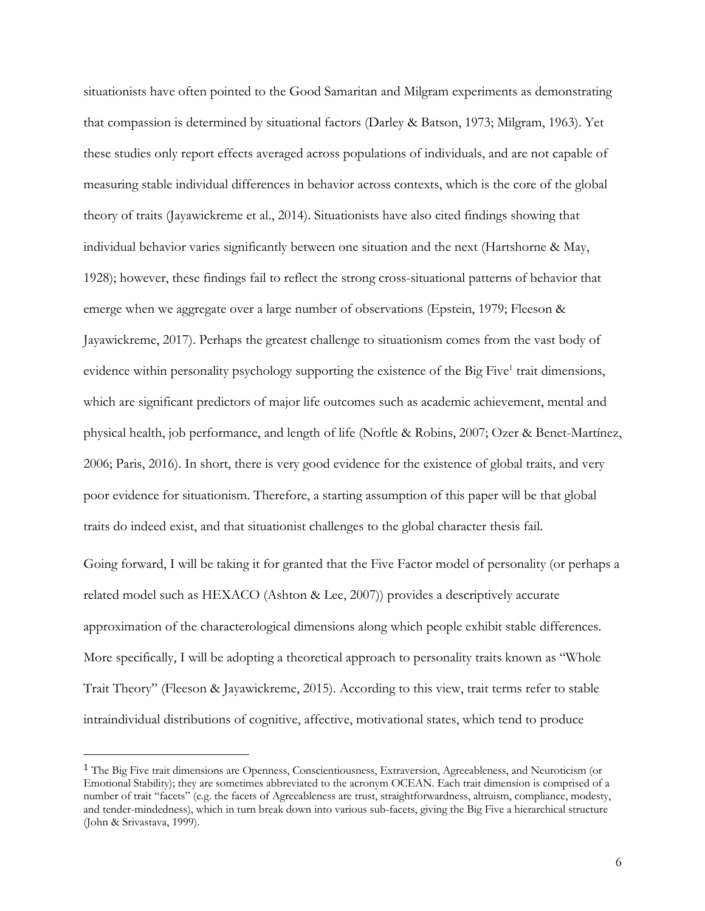situationists have often pointed to the Good Samaritan and Milgram experiments as demonstrating that compassion is determined by situational factors (Darley & Batson, 1973; Milgram, 1963). Yet these studies only report effects averaged across populations of individuals, and are not capable of measuring stable individual differences in behavior across contexts, which is the core of the global theory of traits (Jayawickreme et al., 2014). Situationists have also cited findings showing that individual behavior varies significantly between one situation and the next (Hartshorne & May, 1928); however, these findings fail to reflect the strong cross-situational patterns of behavior that emerge when we aggregate over a large number of observations (Epstein, 1979; Fleeson & Jayawickreme, 2017). Perhaps the greatest challenge to situationism comes from the vast body of evidence within personality psychology supporting the existence of the Big Five[1] trait dimensions, which are significant predictors of major life outcomes such as academic achievement, mental and physical health, job performance, and length of life (Noftle & Robins, 2007; Ozer & Benet-Martínez, 2006; Paris, 2016). In short, there is very good evidence for the existence of global traits, and very poor evidence for situationism. Therefore, a starting assumption of this paper will be that global traits do indeed exist, and that situationist challenges to the global character thesis fail.

Going forward, I will be taking it for granted that the Five Factor model of personality (or perhaps a related model such as HEXACO (Ashton & Lee, 2007)) provides a descriptively accurate approximation of the characterological dimensions along which people exhibit stable differences. More specifically, I will be adopting a theoretical approach to personality traits known as "Whole Trait Theory" (Fleeson & Jayawickreme, 2015). According to this view, trait terms refer to stable intraindividual distributions of cognitive, affective, motivational states, which tend to produce

---

[1] The Big Five trait dimensions are Openness, Conscientiousness, Extraversion, Agreeableness, and Neuroticism (or Emotional Stability); they are sometimes abbreviated to the acronym OCEAN. Each trait dimension is comprised of a number of trait "facets" (e.g. the facets of Agreeableness are trust, straightforwardness, altruism, compliance, modesty, and tender-mindedness), which in turn break down into various sub-facets, giving the Big Five a hierarchical structure (John & Srivastava, 1999).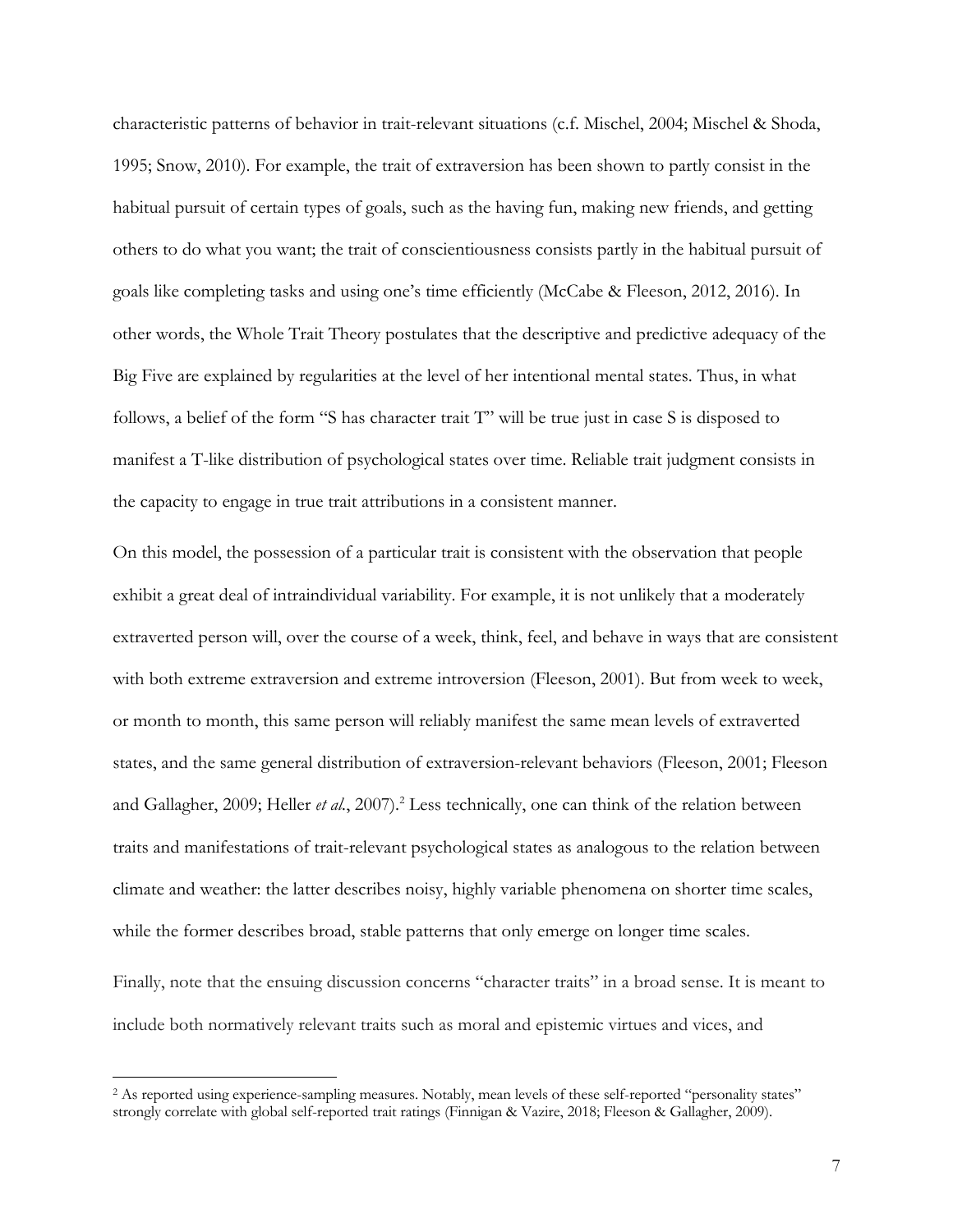characteristic patterns of behavior in trait-relevant situations (c.f. Mischel, 2004; Mischel & Shoda, 1995; Snow, 2010). For example, the trait of extraversion has been shown to partly consist in the habitual pursuit of certain types of goals, such as the having fun, making new friends, and getting others to do what you want; the trait of conscientiousness consists partly in the habitual pursuit of goals like completing tasks and using one's time efficiently (McCabe & Fleeson, 2012, 2016). In other words, the Whole Trait Theory postulates that the descriptive and predictive adequacy of the Big Five are explained by regularities at the level of her intentional mental states. Thus, in what follows, a belief of the form "S has character trait T" will be true just in case S is disposed to manifest a T-like distribution of psychological states over time. Reliable trait judgment consists in the capacity to engage in true trait attributions in a consistent manner.

On this model, the possession of a particular trait is consistent with the observation that people exhibit a great deal of intraindividual variability. For example, it is not unlikely that a moderately extraverted person will, over the course of a week, think, feel, and behave in ways that are consistent with both extreme extraversion and extreme introversion (Fleeson, 2001). But from week to week, or month to month, this same person will reliably manifest the same mean levels of extraverted states, and the same general distribution of extraversion-relevant behaviors (Fleeson, 2001; Fleeson and Gallagher, 2009; Heller *et al.*, 2007).[2] Less technically, one can think of the relation between traits and manifestations of trait-relevant psychological states as analogous to the relation between climate and weather: the latter describes noisy, highly variable phenomena on shorter time scales, while the former describes broad, stable patterns that only emerge on longer time scales.

Finally, note that the ensuing discussion concerns "character traits" in a broad sense. It is meant to include both normatively relevant traits such as moral and epistemic virtues and vices, and

---

[2] As reported using experience-sampling measures. Notably, mean levels of these self-reported "personality states" strongly correlate with global self-reported trait ratings (Finnigan & Vazire, 2018; Fleeson & Gallagher, 2009).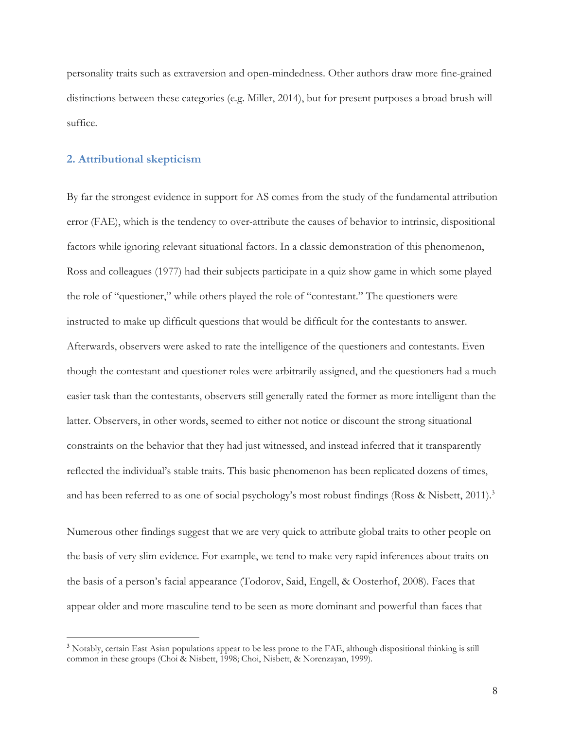personality traits such as extraversion and open-mindedness. Other authors draw more fine-grained distinctions between these categories (e.g. Miller, 2014), but for present purposes a broad brush will suffice.

## 2. Attributional skepticism

By far the strongest evidence in support for AS comes from the study of the fundamental attribution error (FAE), which is the tendency to over-attribute the causes of behavior to intrinsic, dispositional factors while ignoring relevant situational factors. In a classic demonstration of this phenomenon, Ross and colleagues (1977) had their subjects participate in a quiz show game in which some played the role of "questioner," while others played the role of "contestant." The questioners were instructed to make up difficult questions that would be difficult for the contestants to answer. Afterwards, observers were asked to rate the intelligence of the questioners and contestants. Even though the contestant and questioner roles were arbitrarily assigned, and the questioners had a much easier task than the contestants, observers still generally rated the former as more intelligent than the latter. Observers, in other words, seemed to either not notice or discount the strong situational constraints on the behavior that they had just witnessed, and instead inferred that it transparently reflected the individual's stable traits. This basic phenomenon has been replicated dozens of times, and has been referred to as one of social psychology's most robust findings (Ross & Nisbett, 2011).[3]

Numerous other findings suggest that we are very quick to attribute global traits to other people on the basis of very slim evidence. For example, we tend to make very rapid inferences about traits on the basis of a person's facial appearance (Todorov, Said, Engell, & Oosterhof, 2008). Faces that appear older and more masculine tend to be seen as more dominant and powerful than faces that

[3] Notably, certain East Asian populations appear to be less prone to the FAE, although dispositional thinking is still common in these groups (Choi & Nisbett, 1998; Choi, Nisbett, & Norenzayan, 1999).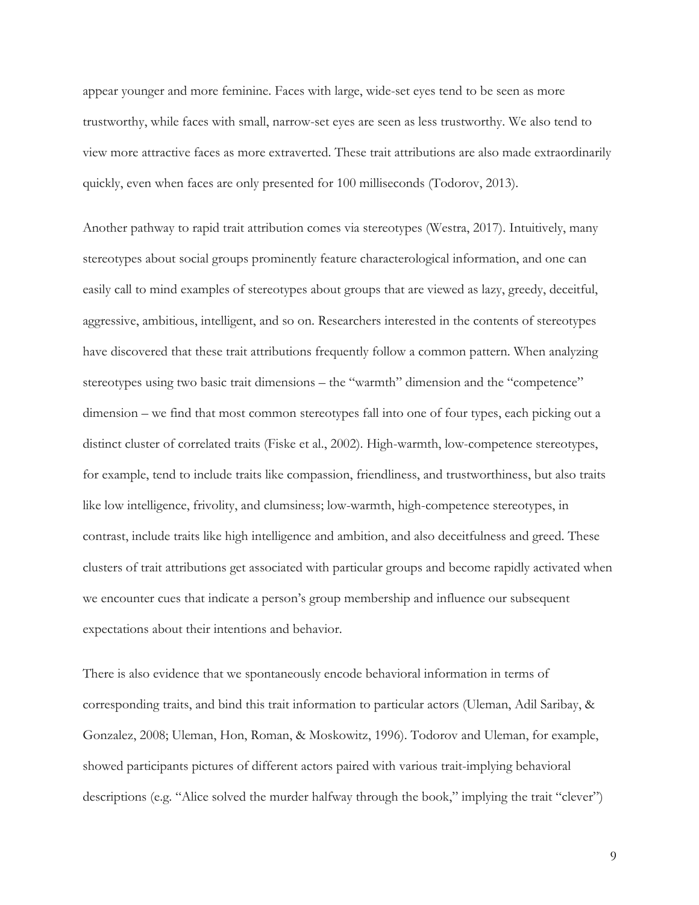appear younger and more feminine. Faces with large, wide-set eyes tend to be seen as more trustworthy, while faces with small, narrow-set eyes are seen as less trustworthy. We also tend to view more attractive faces as more extraverted. These trait attributions are also made extraordinarily quickly, even when faces are only presented for 100 milliseconds (Todorov, 2013).

Another pathway to rapid trait attribution comes via stereotypes (Westra, 2017). Intuitively, many stereotypes about social groups prominently feature characterological information, and one can easily call to mind examples of stereotypes about groups that are viewed as lazy, greedy, deceitful, aggressive, ambitious, intelligent, and so on. Researchers interested in the contents of stereotypes have discovered that these trait attributions frequently follow a common pattern. When analyzing stereotypes using two basic trait dimensions – the "warmth" dimension and the "competence" dimension – we find that most common stereotypes fall into one of four types, each picking out a distinct cluster of correlated traits (Fiske et al., 2002). High-warmth, low-competence stereotypes, for example, tend to include traits like compassion, friendliness, and trustworthiness, but also traits like low intelligence, frivolity, and clumsiness; low-warmth, high-competence stereotypes, in contrast, include traits like high intelligence and ambition, and also deceitfulness and greed. These clusters of trait attributions get associated with particular groups and become rapidly activated when we encounter cues that indicate a person's group membership and influence our subsequent expectations about their intentions and behavior.

There is also evidence that we spontaneously encode behavioral information in terms of corresponding traits, and bind this trait information to particular actors (Uleman, Adil Saribay, & Gonzalez, 2008; Uleman, Hon, Roman, & Moskowitz, 1996). Todorov and Uleman, for example, showed participants pictures of different actors paired with various trait-implying behavioral descriptions (e.g. "Alice solved the murder halfway through the book," implying the trait "clever")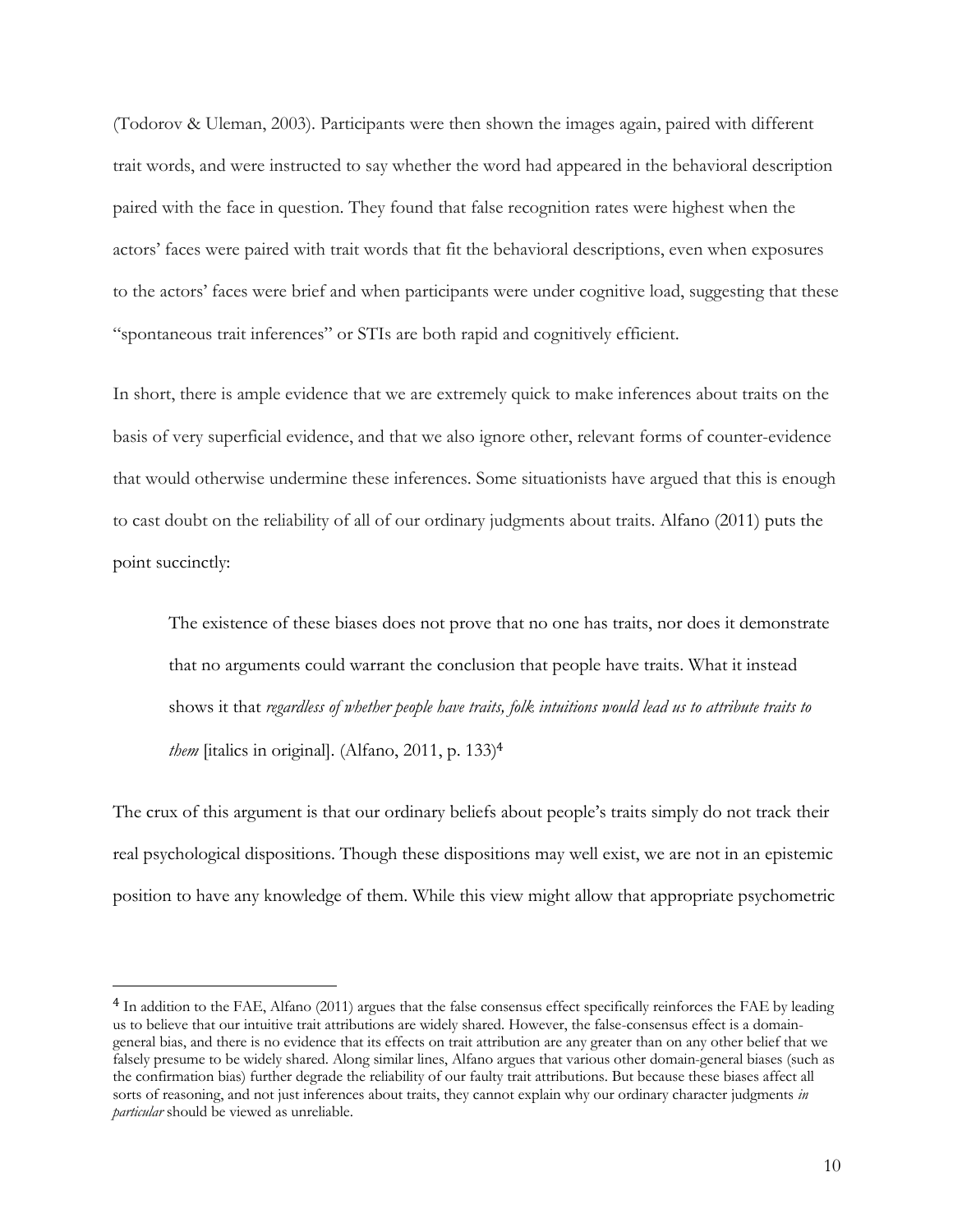(Todorov & Uleman, 2003). Participants were then shown the images again, paired with different trait words, and were instructed to say whether the word had appeared in the behavioral description paired with the face in question. They found that false recognition rates were highest when the actors' faces were paired with trait words that fit the behavioral descriptions, even when exposures to the actors' faces were brief and when participants were under cognitive load, suggesting that these "spontaneous trait inferences" or STIs are both rapid and cognitively efficient.

In short, there is ample evidence that we are extremely quick to make inferences about traits on the basis of very superficial evidence, and that we also ignore other, relevant forms of counter-evidence that would otherwise undermine these inferences. Some situationists have argued that this is enough to cast doubt on the reliability of all of our ordinary judgments about traits. Alfano (2011) puts the point succinctly:

> The existence of these biases does not prove that no one has traits, nor does it demonstrate that no arguments could warrant the conclusion that people have traits. What it instead shows it that *regardless of whether people have traits, folk intuitions would lead us to attribute traits to them* [italics in original]. (Alfano, 2011, p. 133)[4]

The crux of this argument is that our ordinary beliefs about people's traits simply do not track their real psychological dispositions. Though these dispositions may well exist, we are not in an epistemic position to have any knowledge of them. While this view might allow that appropriate psychometric

---

[4] In addition to the FAE, Alfano (2011) argues that the false consensus effect specifically reinforces the FAE by leading us to believe that our intuitive trait attributions are widely shared. However, the false-consensus effect is a domain-general bias, and there is no evidence that its effects on trait attribution are any greater than on any other belief that we falsely presume to be widely shared. Along similar lines, Alfano argues that various other domain-general biases (such as the confirmation bias) further degrade the reliability of our faulty trait attributions. But because these biases affect all sorts of reasoning, and not just inferences about traits, they cannot explain why our ordinary character judgments *in particular* should be viewed as unreliable.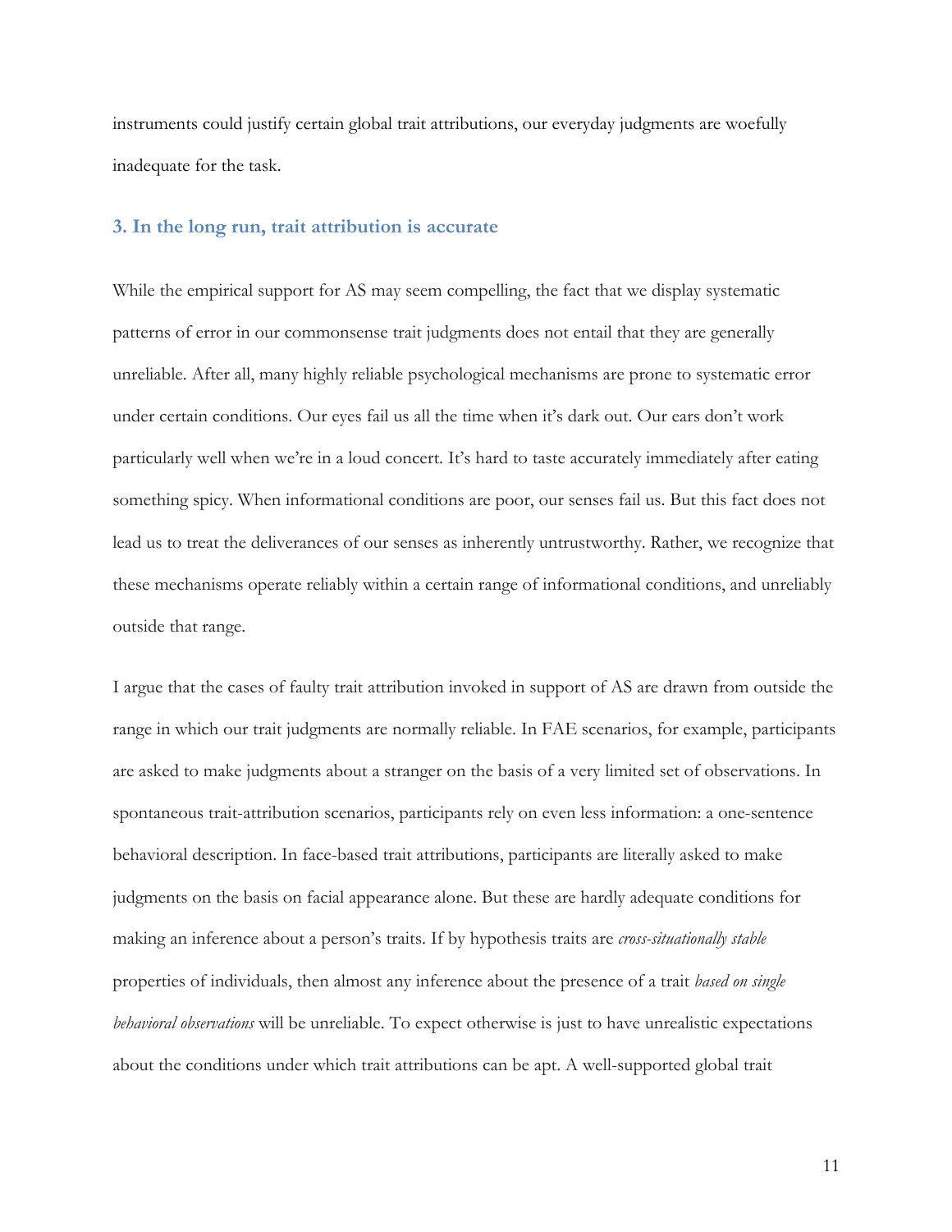instruments could justify certain global trait attributions, our everyday judgments are woefully inadequate for the task.

## 3. In the long run, trait attribution is accurate

While the empirical support for AS may seem compelling, the fact that we display systematic patterns of error in our commonsense trait judgments does not entail that they are generally unreliable. After all, many highly reliable psychological mechanisms are prone to systematic error under certain conditions. Our eyes fail us all the time when it's dark out. Our ears don't work particularly well when we're in a loud concert. It's hard to taste accurately immediately after eating something spicy. When informational conditions are poor, our senses fail us. But this fact does not lead us to treat the deliverances of our senses as inherently untrustworthy. Rather, we recognize that these mechanisms operate reliably within a certain range of informational conditions, and unreliably outside that range.

I argue that the cases of faulty trait attribution invoked in support of AS are drawn from outside the range in which our trait judgments are normally reliable. In FAE scenarios, for example, participants are asked to make judgments about a stranger on the basis of a very limited set of observations. In spontaneous trait-attribution scenarios, participants rely on even less information: a one-sentence behavioral description. In face-based trait attributions, participants are literally asked to make judgments on the basis on facial appearance alone. But these are hardly adequate conditions for making an inference about a person's traits. If by hypothesis traits are *cross-situationally stable* properties of individuals, then almost any inference about the presence of a trait *based on single behavioral observations* will be unreliable. To expect otherwise is just to have unrealistic expectations about the conditions under which trait attributions can be apt. A well-supported global trait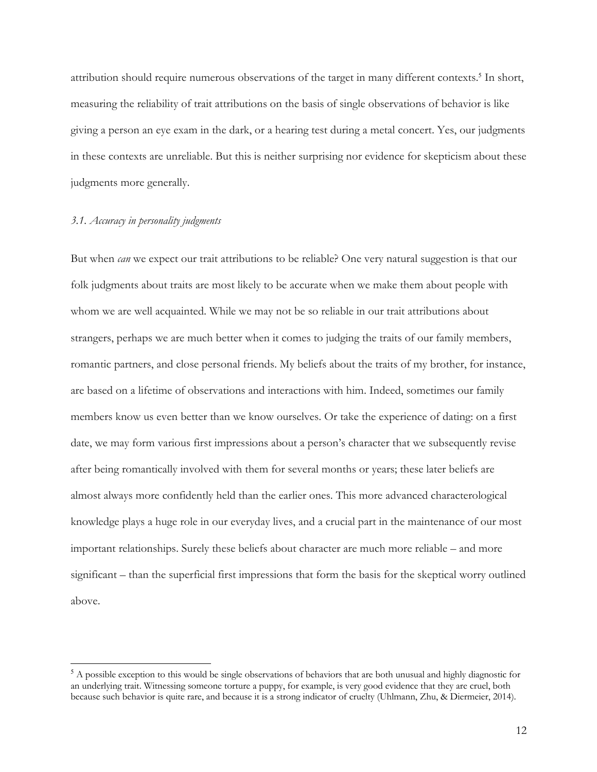attribution should require numerous observations of the target in many different contexts.[5] In short, measuring the reliability of trait attributions on the basis of single observations of behavior is like giving a person an eye exam in the dark, or a hearing test during a metal concert. Yes, our judgments in these contexts are unreliable. But this is neither surprising nor evidence for skepticism about these judgments more generally.

### *3.1. Accuracy in personality judgments*

But when *can* we expect our trait attributions to be reliable? One very natural suggestion is that our folk judgments about traits are most likely to be accurate when we make them about people with whom we are well acquainted. While we may not be so reliable in our trait attributions about strangers, perhaps we are much better when it comes to judging the traits of our family members, romantic partners, and close personal friends. My beliefs about the traits of my brother, for instance, are based on a lifetime of observations and interactions with him. Indeed, sometimes our family members know us even better than we know ourselves. Or take the experience of dating: on a first date, we may form various first impressions about a person's character that we subsequently revise after being romantically involved with them for several months or years; these later beliefs are almost always more confidently held than the earlier ones. This more advanced characterological knowledge plays a huge role in our everyday lives, and a crucial part in the maintenance of our most important relationships. Surely these beliefs about character are much more reliable – and more significant – than the superficial first impressions that form the basis for the skeptical worry outlined above.

[5] A possible exception to this would be single observations of behaviors that are both unusual and highly diagnostic for an underlying trait. Witnessing someone torture a puppy, for example, is very good evidence that they are cruel, both because such behavior is quite rare, and because it is a strong indicator of cruelty (Uhlmann, Zhu, & Diermeier, 2014).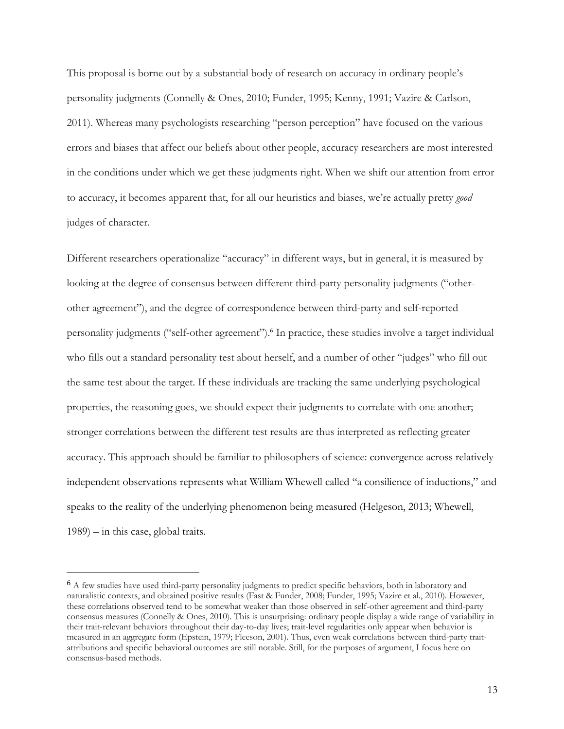This proposal is borne out by a substantial body of research on accuracy in ordinary people's personality judgments (Connelly & Ones, 2010; Funder, 1995; Kenny, 1991; Vazire & Carlson, 2011). Whereas many psychologists researching "person perception" have focused on the various errors and biases that affect our beliefs about other people, accuracy researchers are most interested in the conditions under which we get these judgments right. When we shift our attention from error to accuracy, it becomes apparent that, for all our heuristics and biases, we're actually pretty *good* judges of character.

Different researchers operationalize "accuracy" in different ways, but in general, it is measured by looking at the degree of consensus between different third-party personality judgments ("other-other agreement"), and the degree of correspondence between third-party and self-reported personality judgments ("self-other agreement").[6] In practice, these studies involve a target individual who fills out a standard personality test about herself, and a number of other "judges" who fill out the same test about the target. If these individuals are tracking the same underlying psychological properties, the reasoning goes, we should expect their judgments to correlate with one another; stronger correlations between the different test results are thus interpreted as reflecting greater accuracy. This approach should be familiar to philosophers of science: convergence across relatively independent observations represents what William Whewell called "a consilience of inductions," and speaks to the reality of the underlying phenomenon being measured (Helgeson, 2013; Whewell, 1989) – in this case, global traits.

---

[6] A few studies have used third-party personality judgments to predict specific behaviors, both in laboratory and naturalistic contexts, and obtained positive results (Fast & Funder, 2008; Funder, 1995; Vazire et al., 2010). However, these correlations observed tend to be somewhat weaker than those observed in self-other agreement and third-party consensus measures (Connelly & Ones, 2010). This is unsurprising: ordinary people display a wide range of variability in their trait-relevant behaviors throughout their day-to-day lives; trait-level regularities only appear when behavior is measured in an aggregate form (Epstein, 1979; Fleeson, 2001). Thus, even weak correlations between third-party trait-attributions and specific behavioral outcomes are still notable. Still, for the purposes of argument, I focus here on consensus-based methods.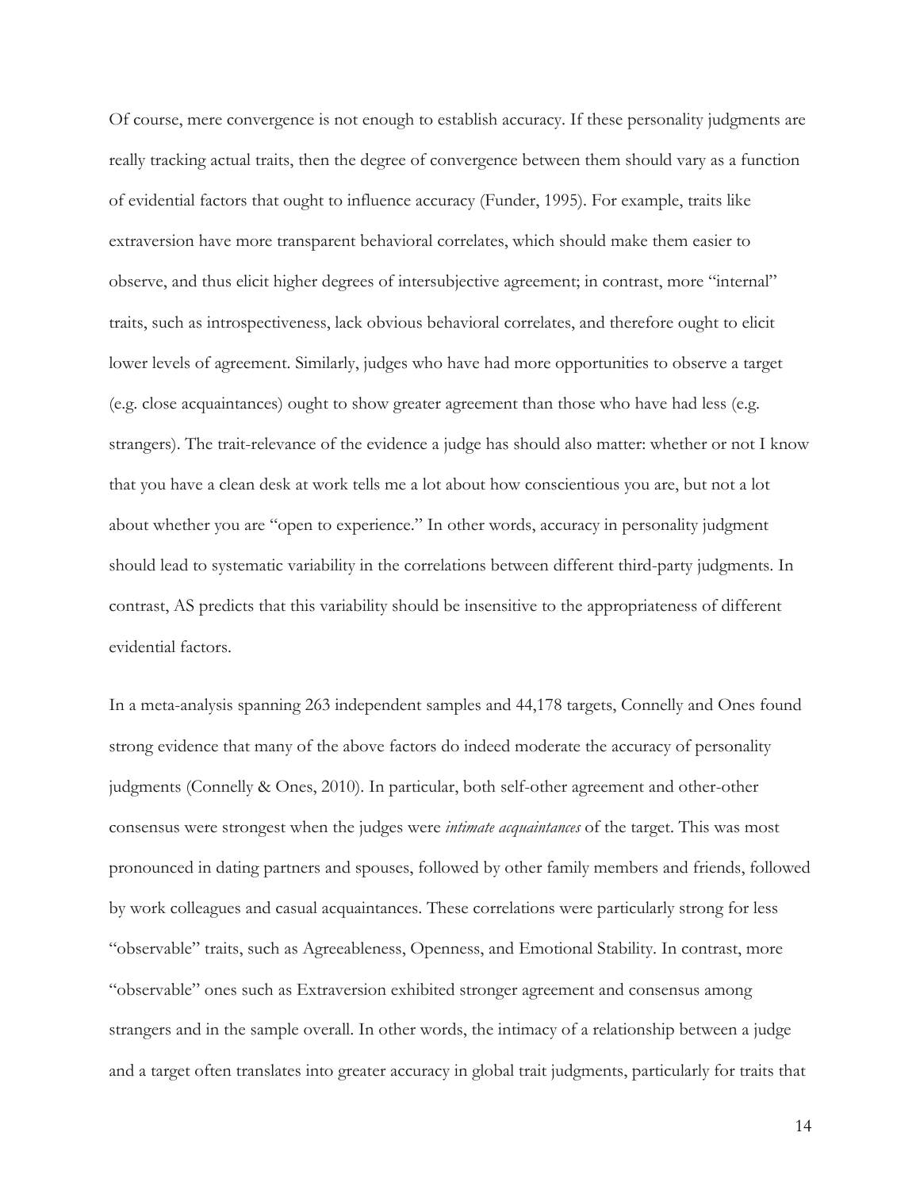Of course, mere convergence is not enough to establish accuracy. If these personality judgments are really tracking actual traits, then the degree of convergence between them should vary as a function of evidential factors that ought to influence accuracy (Funder, 1995). For example, traits like extraversion have more transparent behavioral correlates, which should make them easier to observe, and thus elicit higher degrees of intersubjective agreement; in contrast, more "internal" traits, such as introspectiveness, lack obvious behavioral correlates, and therefore ought to elicit lower levels of agreement. Similarly, judges who have had more opportunities to observe a target (e.g. close acquaintances) ought to show greater agreement than those who have had less (e.g. strangers). The trait-relevance of the evidence a judge has should also matter: whether or not I know that you have a clean desk at work tells me a lot about how conscientious you are, but not a lot about whether you are "open to experience." In other words, accuracy in personality judgment should lead to systematic variability in the correlations between different third-party judgments. In contrast, AS predicts that this variability should be insensitive to the appropriateness of different evidential factors.

In a meta-analysis spanning 263 independent samples and 44,178 targets, Connelly and Ones found strong evidence that many of the above factors do indeed moderate the accuracy of personality judgments (Connelly & Ones, 2010). In particular, both self-other agreement and other-other consensus were strongest when the judges were *intimate acquaintances* of the target. This was most pronounced in dating partners and spouses, followed by other family members and friends, followed by work colleagues and casual acquaintances. These correlations were particularly strong for less "observable" traits, such as Agreeableness, Openness, and Emotional Stability. In contrast, more "observable" ones such as Extraversion exhibited stronger agreement and consensus among strangers and in the sample overall. In other words, the intimacy of a relationship between a judge and a target often translates into greater accuracy in global trait judgments, particularly for traits that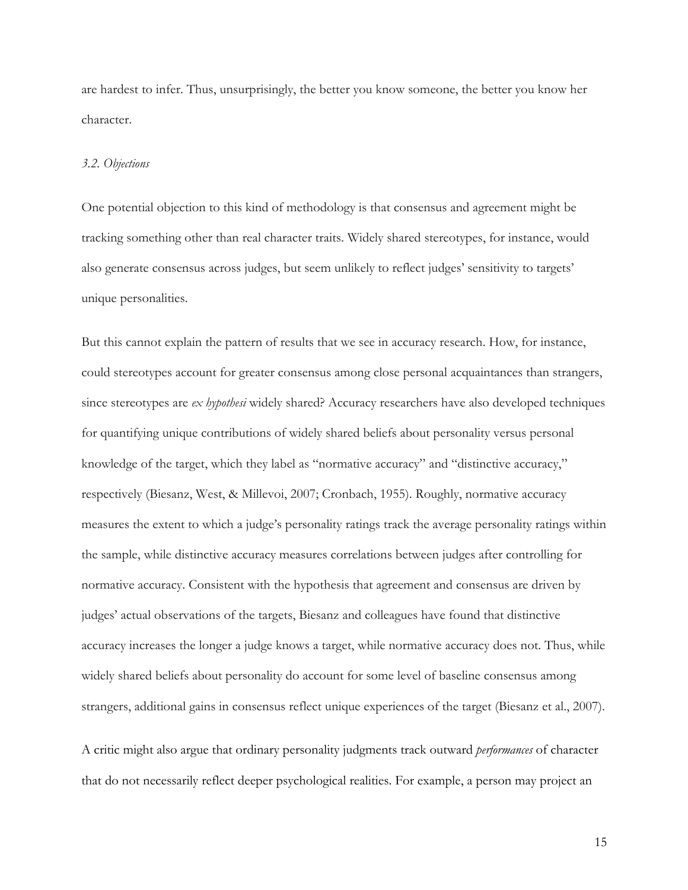are hardest to infer. Thus, unsurprisingly, the better you know someone, the better you know her character.

### *3.2. Objections*

One potential objection to this kind of methodology is that consensus and agreement might be tracking something other than real character traits. Widely shared stereotypes, for instance, would also generate consensus across judges, but seem unlikely to reflect judges' sensitivity to targets' unique personalities.

But this cannot explain the pattern of results that we see in accuracy research. How, for instance, could stereotypes account for greater consensus among close personal acquaintances than strangers, since stereotypes are *ex hypothesi* widely shared? Accuracy researchers have also developed techniques for quantifying unique contributions of widely shared beliefs about personality versus personal knowledge of the target, which they label as "normative accuracy" and "distinctive accuracy," respectively (Biesanz, West, & Millevoi, 2007; Cronbach, 1955). Roughly, normative accuracy measures the extent to which a judge's personality ratings track the average personality ratings within the sample, while distinctive accuracy measures correlations between judges after controlling for normative accuracy. Consistent with the hypothesis that agreement and consensus are driven by judges' actual observations of the targets, Biesanz and colleagues have found that distinctive accuracy increases the longer a judge knows a target, while normative accuracy does not. Thus, while widely shared beliefs about personality do account for some level of baseline consensus among strangers, additional gains in consensus reflect unique experiences of the target (Biesanz et al., 2007).

A critic might also argue that ordinary personality judgments track outward *performances* of character that do not necessarily reflect deeper psychological realities. For example, a person may project an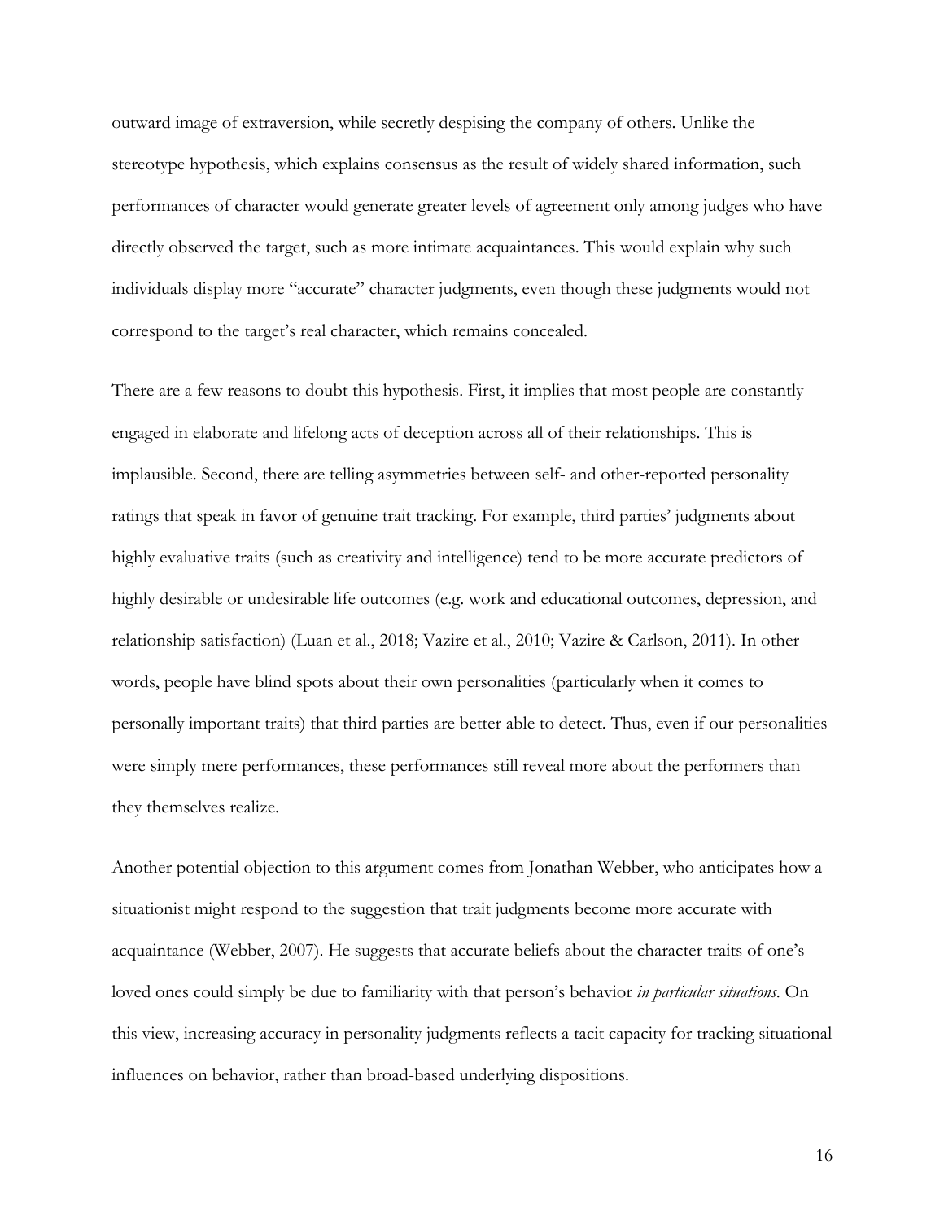outward image of extraversion, while secretly despising the company of others. Unlike the stereotype hypothesis, which explains consensus as the result of widely shared information, such performances of character would generate greater levels of agreement only among judges who have directly observed the target, such as more intimate acquaintances. This would explain why such individuals display more "accurate" character judgments, even though these judgments would not correspond to the target's real character, which remains concealed.

There are a few reasons to doubt this hypothesis. First, it implies that most people are constantly engaged in elaborate and lifelong acts of deception across all of their relationships. This is implausible. Second, there are telling asymmetries between self- and other-reported personality ratings that speak in favor of genuine trait tracking. For example, third parties' judgments about highly evaluative traits (such as creativity and intelligence) tend to be more accurate predictors of highly desirable or undesirable life outcomes (e.g. work and educational outcomes, depression, and relationship satisfaction) (Luan et al., 2018; Vazire et al., 2010; Vazire & Carlson, 2011). In other words, people have blind spots about their own personalities (particularly when it comes to personally important traits) that third parties are better able to detect. Thus, even if our personalities were simply mere performances, these performances still reveal more about the performers than they themselves realize.

Another potential objection to this argument comes from Jonathan Webber, who anticipates how a situationist might respond to the suggestion that trait judgments become more accurate with acquaintance (Webber, 2007). He suggests that accurate beliefs about the character traits of one's loved ones could simply be due to familiarity with that person's behavior *in particular situations*. On this view, increasing accuracy in personality judgments reflects a tacit capacity for tracking situational influences on behavior, rather than broad-based underlying dispositions.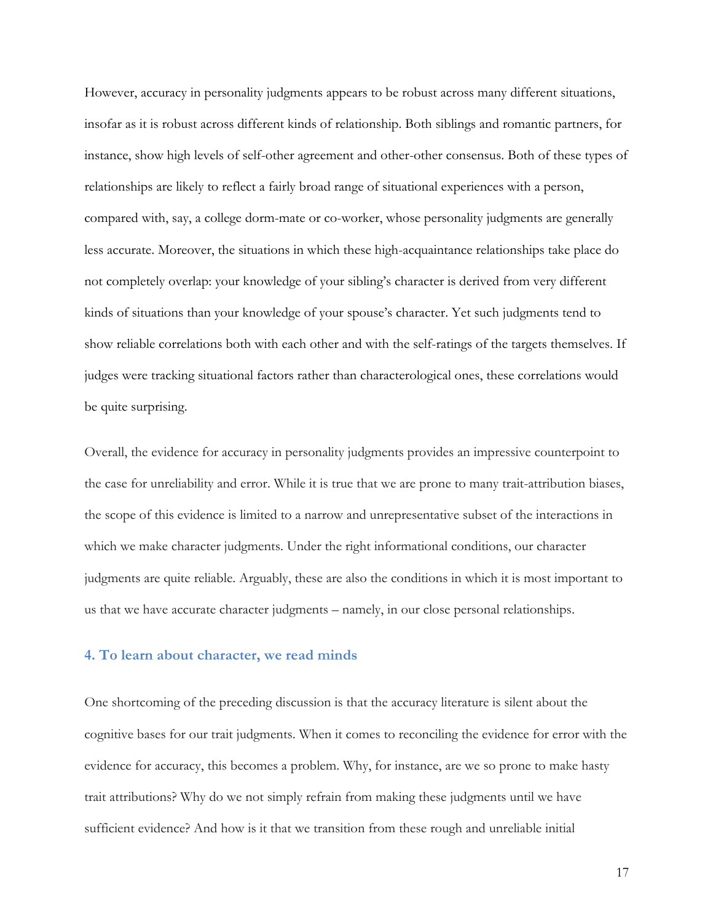However, accuracy in personality judgments appears to be robust across many different situations, insofar as it is robust across different kinds of relationship. Both siblings and romantic partners, for instance, show high levels of self-other agreement and other-other consensus. Both of these types of relationships are likely to reflect a fairly broad range of situational experiences with a person, compared with, say, a college dorm-mate or co-worker, whose personality judgments are generally less accurate. Moreover, the situations in which these high-acquaintance relationships take place do not completely overlap: your knowledge of your sibling's character is derived from very different kinds of situations than your knowledge of your spouse's character. Yet such judgments tend to show reliable correlations both with each other and with the self-ratings of the targets themselves. If judges were tracking situational factors rather than characterological ones, these correlations would be quite surprising.

Overall, the evidence for accuracy in personality judgments provides an impressive counterpoint to the case for unreliability and error. While it is true that we are prone to many trait-attribution biases, the scope of this evidence is limited to a narrow and unrepresentative subset of the interactions in which we make character judgments. Under the right informational conditions, our character judgments are quite reliable. Arguably, these are also the conditions in which it is most important to us that we have accurate character judgments – namely, in our close personal relationships.

## 4. To learn about character, we read minds

One shortcoming of the preceding discussion is that the accuracy literature is silent about the cognitive bases for our trait judgments. When it comes to reconciling the evidence for error with the evidence for accuracy, this becomes a problem. Why, for instance, are we so prone to make hasty trait attributions? Why do we not simply refrain from making these judgments until we have sufficient evidence? And how is it that we transition from these rough and unreliable initial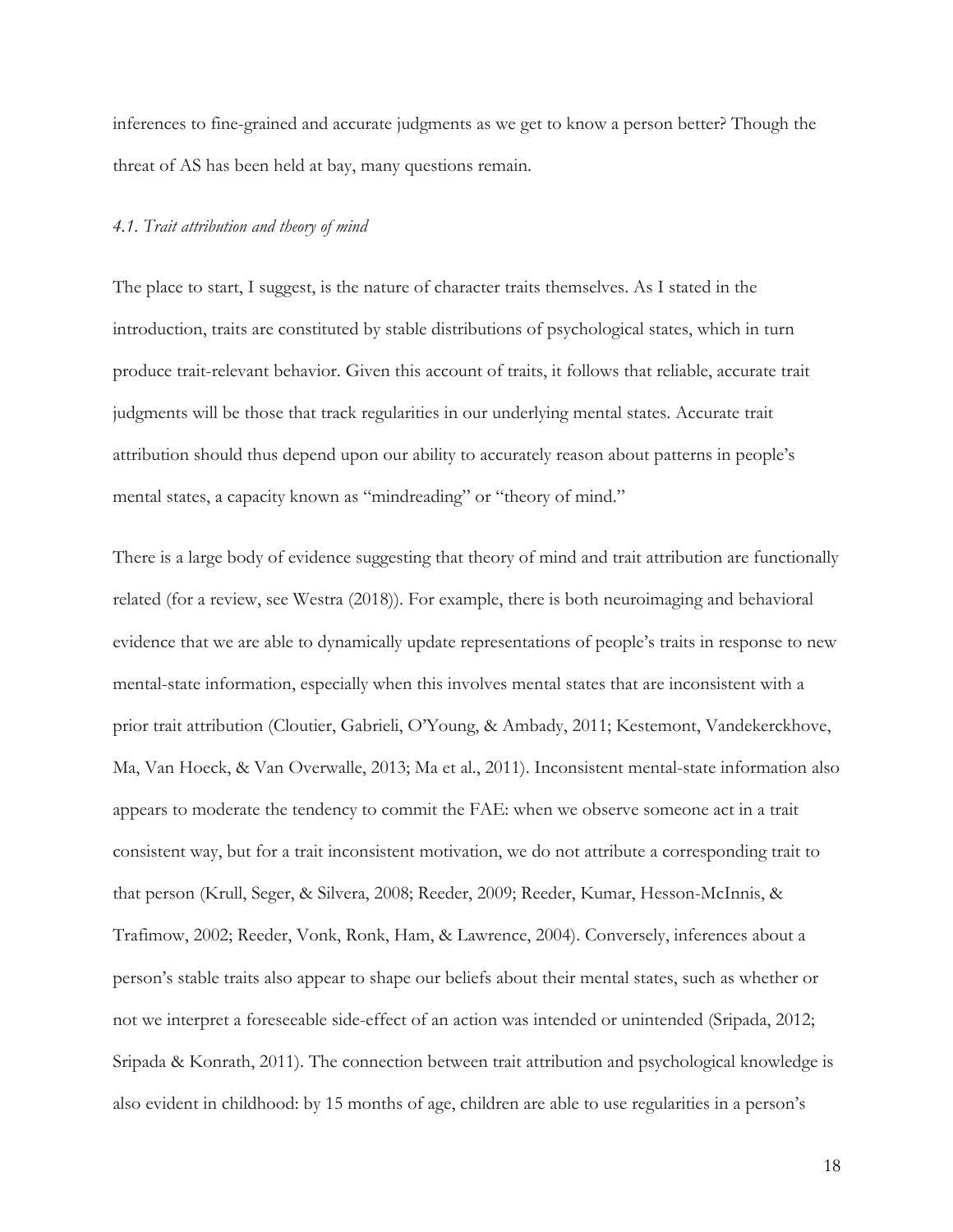inferences to fine-grained and accurate judgments as we get to know a person better? Though the threat of AS has been held at bay, many questions remain.

### *4.1. Trait attribution and theory of mind*

The place to start, I suggest, is the nature of character traits themselves. As I stated in the introduction, traits are constituted by stable distributions of psychological states, which in turn produce trait-relevant behavior. Given this account of traits, it follows that reliable, accurate trait judgments will be those that track regularities in our underlying mental states. Accurate trait attribution should thus depend upon our ability to accurately reason about patterns in people's mental states, a capacity known as "mindreading" or "theory of mind."

There is a large body of evidence suggesting that theory of mind and trait attribution are functionally related (for a review, see Westra (2018)). For example, there is both neuroimaging and behavioral evidence that we are able to dynamically update representations of people's traits in response to new mental-state information, especially when this involves mental states that are inconsistent with a prior trait attribution (Cloutier, Gabrieli, O'Young, & Ambady, 2011; Kestemont, Vandekerckhove, Ma, Van Hoeck, & Van Overwalle, 2013; Ma et al., 2011). Inconsistent mental-state information also appears to moderate the tendency to commit the FAE: when we observe someone act in a trait consistent way, but for a trait inconsistent motivation, we do not attribute a corresponding trait to that person (Krull, Seger, & Silvera, 2008; Reeder, 2009; Reeder, Kumar, Hesson-McInnis, & Trafimow, 2002; Reeder, Vonk, Ronk, Ham, & Lawrence, 2004). Conversely, inferences about a person's stable traits also appear to shape our beliefs about their mental states, such as whether or not we interpret a foreseeable side-effect of an action was intended or unintended (Sripada, 2012; Sripada & Konrath, 2011). The connection between trait attribution and psychological knowledge is also evident in childhood: by 15 months of age, children are able to use regularities in a person's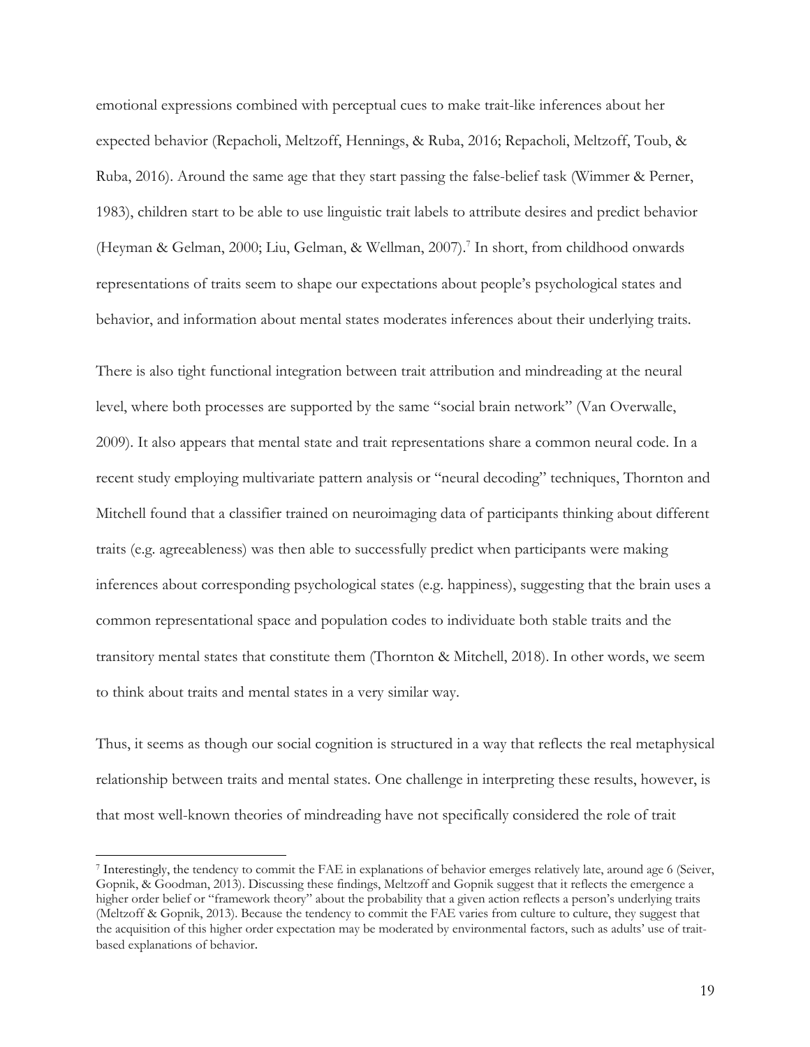emotional expressions combined with perceptual cues to make trait-like inferences about her expected behavior (Repacholi, Meltzoff, Hennings, & Ruba, 2016; Repacholi, Meltzoff, Toub, & Ruba, 2016). Around the same age that they start passing the false-belief task (Wimmer & Perner, 1983), children start to be able to use linguistic trait labels to attribute desires and predict behavior (Heyman & Gelman, 2000; Liu, Gelman, & Wellman, 2007).[7] In short, from childhood onwards representations of traits seem to shape our expectations about people's psychological states and behavior, and information about mental states moderates inferences about their underlying traits.

There is also tight functional integration between trait attribution and mindreading at the neural level, where both processes are supported by the same "social brain network" (Van Overwalle, 2009). It also appears that mental state and trait representations share a common neural code. In a recent study employing multivariate pattern analysis or "neural decoding" techniques, Thornton and Mitchell found that a classifier trained on neuroimaging data of participants thinking about different traits (e.g. agreeableness) was then able to successfully predict when participants were making inferences about corresponding psychological states (e.g. happiness), suggesting that the brain uses a common representational space and population codes to individuate both stable traits and the transitory mental states that constitute them (Thornton & Mitchell, 2018). In other words, we seem to think about traits and mental states in a very similar way.

Thus, it seems as though our social cognition is structured in a way that reflects the real metaphysical relationship between traits and mental states. One challenge in interpreting these results, however, is that most well-known theories of mindreading have not specifically considered the role of trait

[7] Interestingly, the tendency to commit the FAE in explanations of behavior emerges relatively late, around age 6 (Seiver, Gopnik, & Goodman, 2013). Discussing these findings, Meltzoff and Gopnik suggest that it reflects the emergence a higher order belief or "framework theory" about the probability that a given action reflects a person's underlying traits (Meltzoff & Gopnik, 2013). Because the tendency to commit the FAE varies from culture to culture, they suggest that the acquisition of this higher order expectation may be moderated by environmental factors, such as adults' use of trait-based explanations of behavior.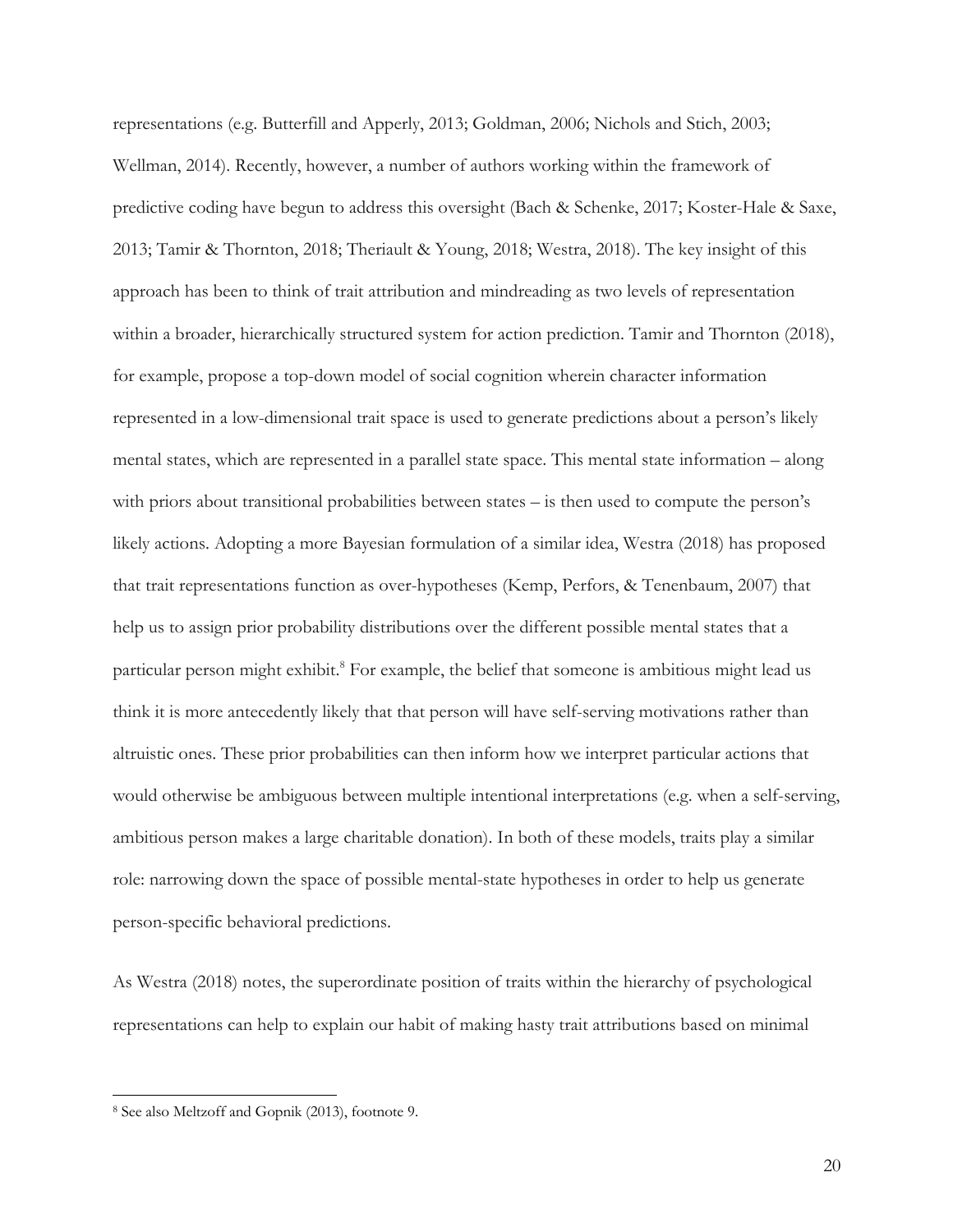representations (e.g. Butterfill and Apperly, 2013; Goldman, 2006; Nichols and Stich, 2003; Wellman, 2014). Recently, however, a number of authors working within the framework of predictive coding have begun to address this oversight (Bach & Schenke, 2017; Koster-Hale & Saxe, 2013; Tamir & Thornton, 2018; Theriault & Young, 2018; Westra, 2018). The key insight of this approach has been to think of trait attribution and mindreading as two levels of representation within a broader, hierarchically structured system for action prediction. Tamir and Thornton (2018), for example, propose a top-down model of social cognition wherein character information represented in a low-dimensional trait space is used to generate predictions about a person's likely mental states, which are represented in a parallel state space. This mental state information – along with priors about transitional probabilities between states – is then used to compute the person's likely actions. Adopting a more Bayesian formulation of a similar idea, Westra (2018) has proposed that trait representations function as over-hypotheses (Kemp, Perfors, & Tenenbaum, 2007) that help us to assign prior probability distributions over the different possible mental states that a particular person might exhibit.[8] For example, the belief that someone is ambitious might lead us think it is more antecedently likely that that person will have self-serving motivations rather than altruistic ones. These prior probabilities can then inform how we interpret particular actions that would otherwise be ambiguous between multiple intentional interpretations (e.g. when a self-serving, ambitious person makes a large charitable donation). In both of these models, traits play a similar role: narrowing down the space of possible mental-state hypotheses in order to help us generate person-specific behavioral predictions.

As Westra (2018) notes, the superordinate position of traits within the hierarchy of psychological representations can help to explain our habit of making hasty trait attributions based on minimal

[8] See also Meltzoff and Gopnik (2013), footnote 9.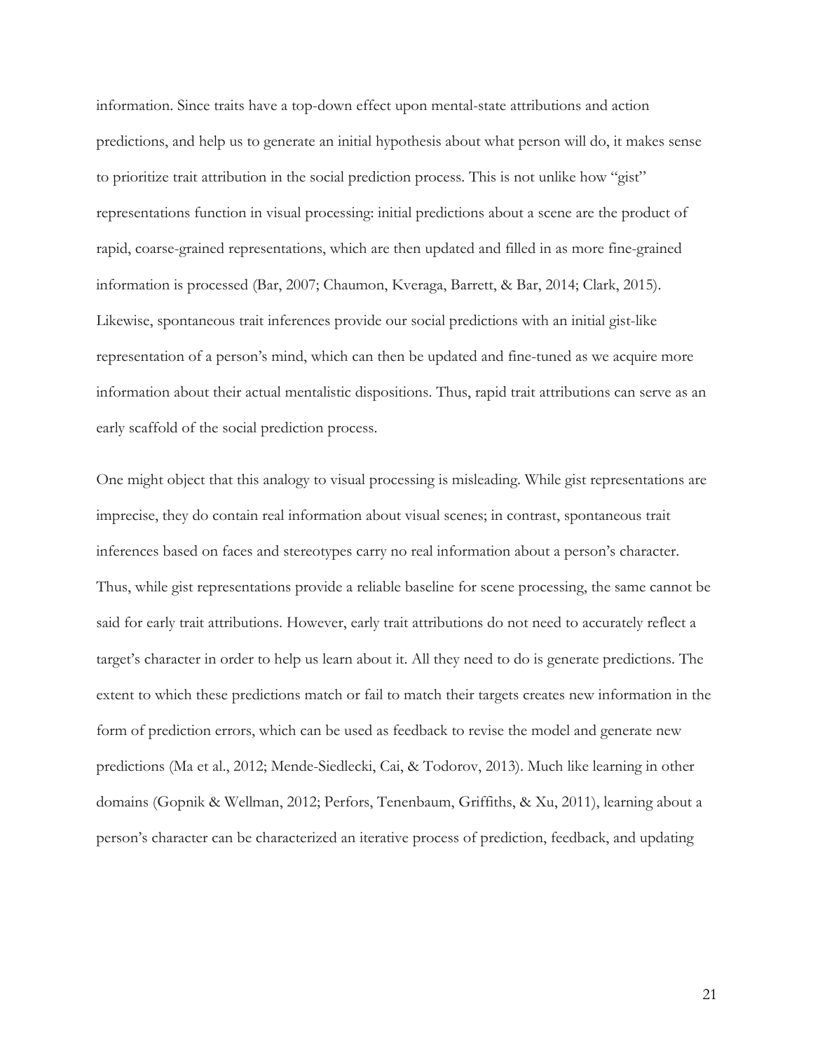information. Since traits have a top-down effect upon mental-state attributions and action predictions, and help us to generate an initial hypothesis about what person will do, it makes sense to prioritize trait attribution in the social prediction process. This is not unlike how "gist" representations function in visual processing: initial predictions about a scene are the product of rapid, coarse-grained representations, which are then updated and filled in as more fine-grained information is processed (Bar, 2007; Chaumon, Kveraga, Barrett, & Bar, 2014; Clark, 2015). Likewise, spontaneous trait inferences provide our social predictions with an initial gist-like representation of a person's mind, which can then be updated and fine-tuned as we acquire more information about their actual mentalistic dispositions. Thus, rapid trait attributions can serve as an early scaffold of the social prediction process.

One might object that this analogy to visual processing is misleading. While gist representations are imprecise, they do contain real information about visual scenes; in contrast, spontaneous trait inferences based on faces and stereotypes carry no real information about a person's character. Thus, while gist representations provide a reliable baseline for scene processing, the same cannot be said for early trait attributions. However, early trait attributions do not need to accurately reflect a target's character in order to help us learn about it. All they need to do is generate predictions. The extent to which these predictions match or fail to match their targets creates new information in the form of prediction errors, which can be used as feedback to revise the model and generate new predictions (Ma et al., 2012; Mende-Siedlecki, Cai, & Todorov, 2013). Much like learning in other domains (Gopnik & Wellman, 2012; Perfors, Tenenbaum, Griffiths, & Xu, 2011), learning about a person's character can be characterized an iterative process of prediction, feedback, and updating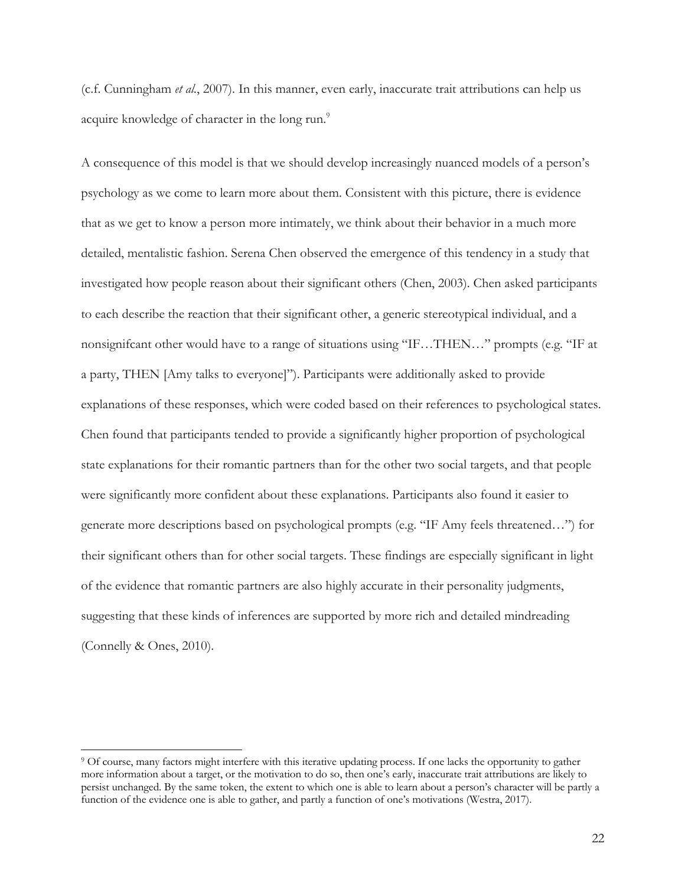(c.f. Cunningham *et al.*, 2007). In this manner, even early, inaccurate trait attributions can help us acquire knowledge of character in the long run.[9]

A consequence of this model is that we should develop increasingly nuanced models of a person's psychology as we come to learn more about them. Consistent with this picture, there is evidence that as we get to know a person more intimately, we think about their behavior in a much more detailed, mentalistic fashion. Serena Chen observed the emergence of this tendency in a study that investigated how people reason about their significant others (Chen, 2003). Chen asked participants to each describe the reaction that their significant other, a generic stereotypical individual, and a nonsignifcant other would have to a range of situations using "IF…THEN…" prompts (e.g. "IF at a party, THEN [Amy talks to everyone]"). Participants were additionally asked to provide explanations of these responses, which were coded based on their references to psychological states. Chen found that participants tended to provide a significantly higher proportion of psychological state explanations for their romantic partners than for the other two social targets, and that people were significantly more confident about these explanations. Participants also found it easier to generate more descriptions based on psychological prompts (e.g. "IF Amy feels threatened…") for their significant others than for other social targets. These findings are especially significant in light of the evidence that romantic partners are also highly accurate in their personality judgments, suggesting that these kinds of inferences are supported by more rich and detailed mindreading (Connelly & Ones, 2010).

[9] Of course, many factors might interfere with this iterative updating process. If one lacks the opportunity to gather more information about a target, or the motivation to do so, then one's early, inaccurate trait attributions are likely to persist unchanged. By the same token, the extent to which one is able to learn about a person's character will be partly a function of the evidence one is able to gather, and partly a function of one's motivations (Westra, 2017).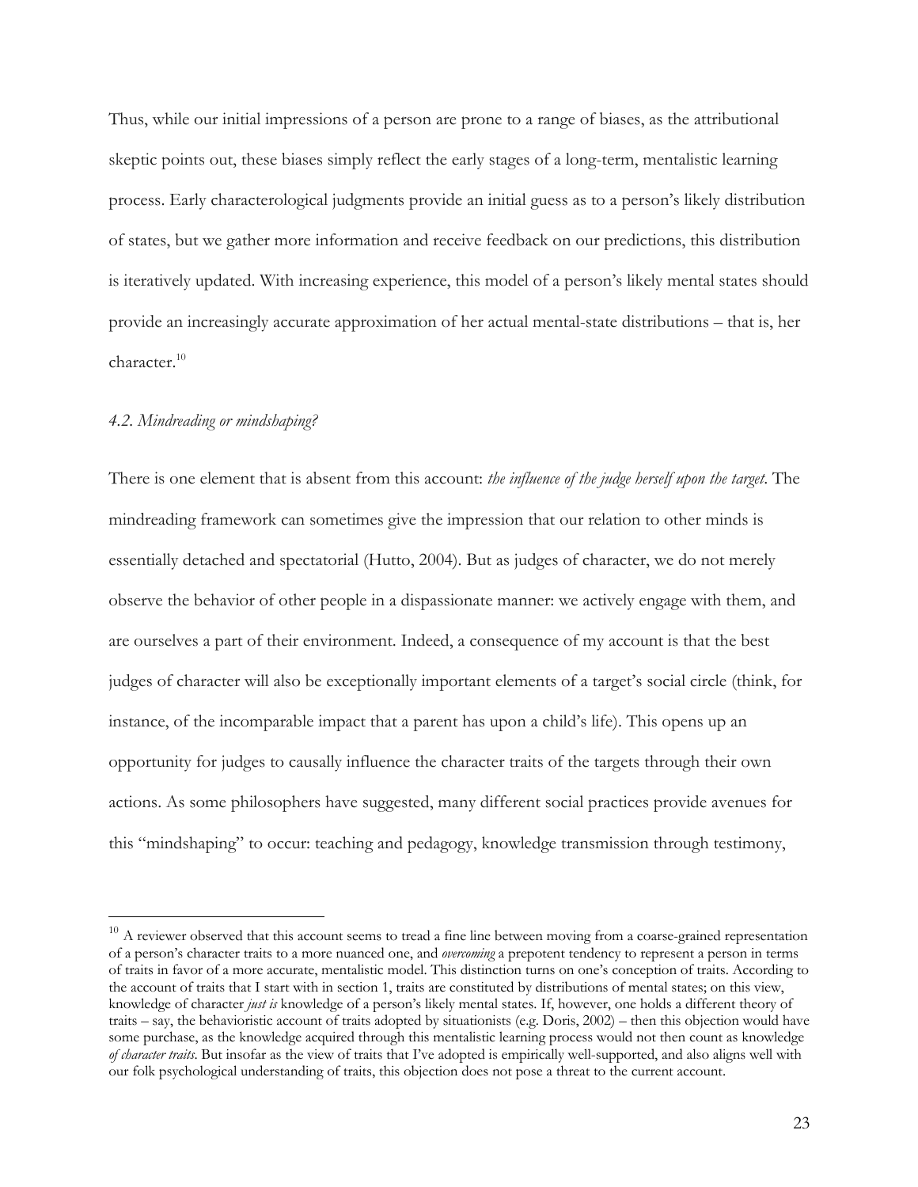Thus, while our initial impressions of a person are prone to a range of biases, as the attributional skeptic points out, these biases simply reflect the early stages of a long-term, mentalistic learning process. Early characterological judgments provide an initial guess as to a person's likely distribution of states, but we gather more information and receive feedback on our predictions, this distribution is iteratively updated. With increasing experience, this model of a person's likely mental states should provide an increasingly accurate approximation of her actual mental-state distributions – that is, her character.[10]

### *4.2. Mindreading or mindshaping?*

There is one element that is absent from this account: *the influence of the judge herself upon the target*. The mindreading framework can sometimes give the impression that our relation to other minds is essentially detached and spectatorial (Hutto, 2004). But as judges of character, we do not merely observe the behavior of other people in a dispassionate manner: we actively engage with them, and are ourselves a part of their environment. Indeed, a consequence of my account is that the best judges of character will also be exceptionally important elements of a target's social circle (think, for instance, of the incomparable impact that a parent has upon a child's life). This opens up an opportunity for judges to causally influence the character traits of the targets through their own actions. As some philosophers have suggested, many different social practices provide avenues for this "mindshaping" to occur: teaching and pedagogy, knowledge transmission through testimony,

---

[10] A reviewer observed that this account seems to tread a fine line between moving from a coarse-grained representation of a person's character traits to a more nuanced one, and *overcoming* a prepotent tendency to represent a person in terms of traits in favor of a more accurate, mentalistic model. This distinction turns on one's conception of traits. According to the account of traits that I start with in section 1, traits are constituted by distributions of mental states; on this view, knowledge of character *just is* knowledge of a person's likely mental states. If, however, one holds a different theory of traits – say, the behavioristic account of traits adopted by situationists (e.g. Doris, 2002) – then this objection would have some purchase, as the knowledge acquired through this mentalistic learning process would not then count as knowledge *of character traits*. But insofar as the view of traits that I've adopted is empirically well-supported, and also aligns well with our folk psychological understanding of traits, this objection does not pose a threat to the current account.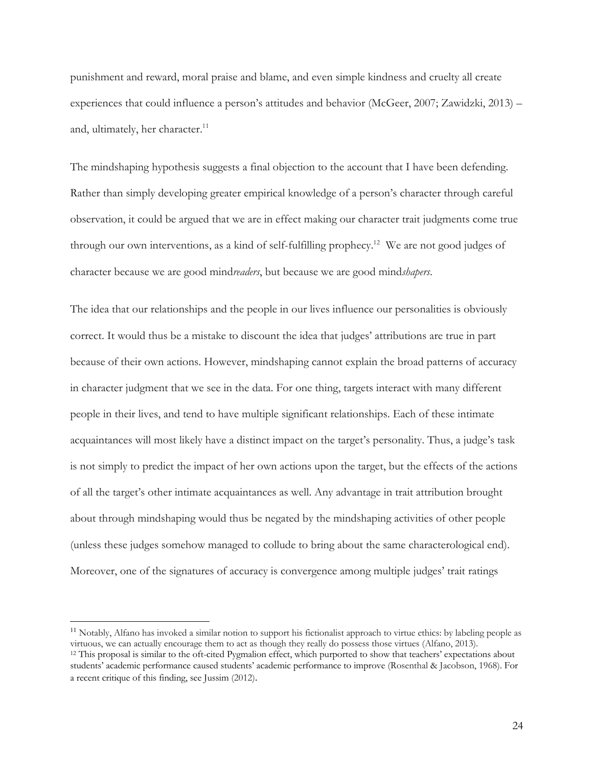punishment and reward, moral praise and blame, and even simple kindness and cruelty all create experiences that could influence a person's attitudes and behavior (McGeer, 2007; Zawidzki, 2013) – and, ultimately, her character.[11]

The mindshaping hypothesis suggests a final objection to the account that I have been defending. Rather than simply developing greater empirical knowledge of a person's character through careful observation, it could be argued that we are in effect making our character trait judgments come true through our own interventions, as a kind of self-fulfilling prophecy.[12] We are not good judges of character because we are good mind*readers*, but because we are good mind*shapers*.

The idea that our relationships and the people in our lives influence our personalities is obviously correct. It would thus be a mistake to discount the idea that judges' attributions are true in part because of their own actions. However, mindshaping cannot explain the broad patterns of accuracy in character judgment that we see in the data. For one thing, targets interact with many different people in their lives, and tend to have multiple significant relationships. Each of these intimate acquaintances will most likely have a distinct impact on the target's personality. Thus, a judge's task is not simply to predict the impact of her own actions upon the target, but the effects of the actions of all the target's other intimate acquaintances as well. Any advantage in trait attribution brought about through mindshaping would thus be negated by the mindshaping activities of other people (unless these judges somehow managed to collude to bring about the same characterological end). Moreover, one of the signatures of accuracy is convergence among multiple judges' trait ratings

---

[11] Notably, Alfano has invoked a similar notion to support his fictionalist approach to virtue ethics: by labeling people as virtuous, we can actually encourage them to act as though they really do possess those virtues (Alfano, 2013).

[12] This proposal is similar to the oft-cited Pygmalion effect, which purported to show that teachers' expectations about students' academic performance caused students' academic performance to improve (Rosenthal & Jacobson, 1968). For a recent critique of this finding, see Jussim (2012).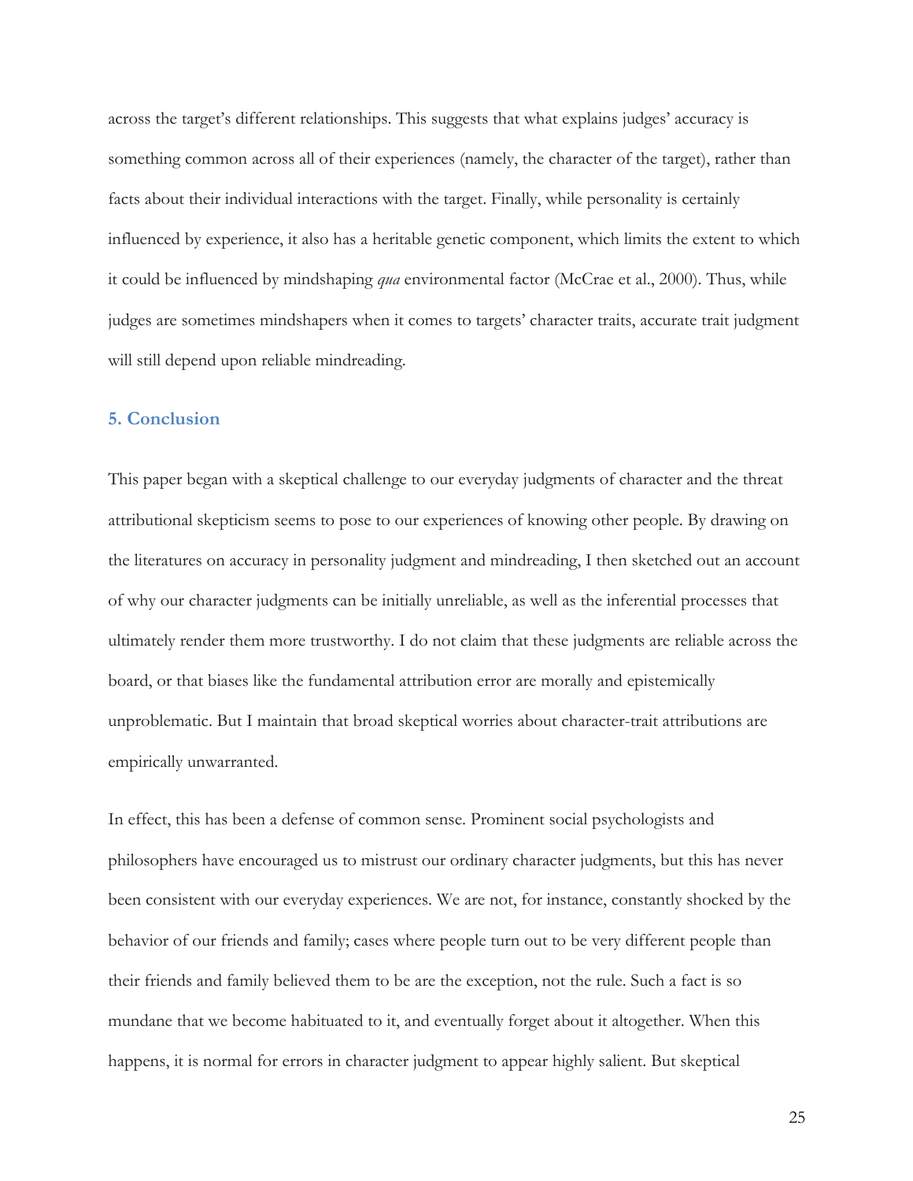across the target's different relationships. This suggests that what explains judges' accuracy is something common across all of their experiences (namely, the character of the target), rather than facts about their individual interactions with the target. Finally, while personality is certainly influenced by experience, it also has a heritable genetic component, which limits the extent to which it could be influenced by mindshaping *qua* environmental factor (McCrae et al., 2000). Thus, while judges are sometimes mindshapers when it comes to targets' character traits, accurate trait judgment will still depend upon reliable mindreading.

## 5. Conclusion

This paper began with a skeptical challenge to our everyday judgments of character and the threat attributional skepticism seems to pose to our experiences of knowing other people. By drawing on the literatures on accuracy in personality judgment and mindreading, I then sketched out an account of why our character judgments can be initially unreliable, as well as the inferential processes that ultimately render them more trustworthy. I do not claim that these judgments are reliable across the board, or that biases like the fundamental attribution error are morally and epistemically unproblematic. But I maintain that broad skeptical worries about character-trait attributions are empirically unwarranted.

In effect, this has been a defense of common sense. Prominent social psychologists and philosophers have encouraged us to mistrust our ordinary character judgments, but this has never been consistent with our everyday experiences. We are not, for instance, constantly shocked by the behavior of our friends and family; cases where people turn out to be very different people than their friends and family believed them to be are the exception, not the rule. Such a fact is so mundane that we become habituated to it, and eventually forget about it altogether. When this happens, it is normal for errors in character judgment to appear highly salient. But skeptical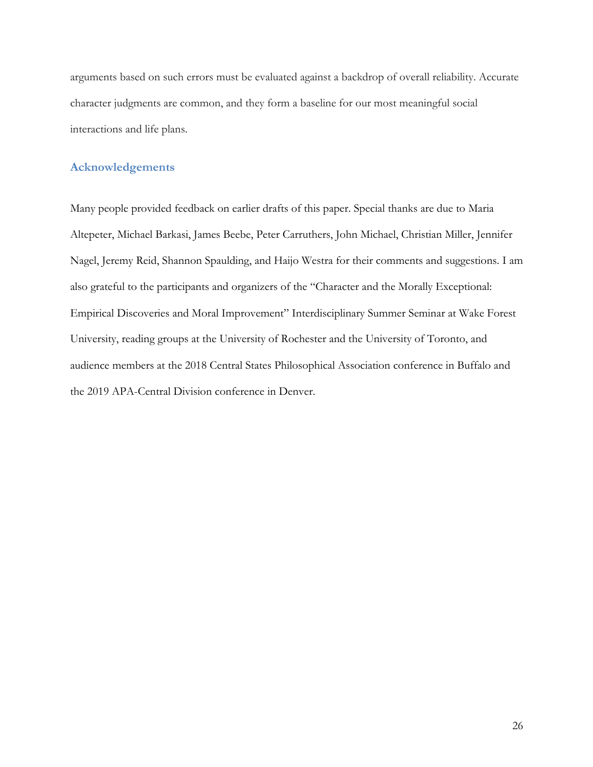arguments based on such errors must be evaluated against a backdrop of overall reliability. Accurate character judgments are common, and they form a baseline for our most meaningful social interactions and life plans.

## Acknowledgements

Many people provided feedback on earlier drafts of this paper. Special thanks are due to Maria Altepeter, Michael Barkasi, James Beebe, Peter Carruthers, John Michael, Christian Miller, Jennifer Nagel, Jeremy Reid, Shannon Spaulding, and Haijo Westra for their comments and suggestions. I am also grateful to the participants and organizers of the "Character and the Morally Exceptional: Empirical Discoveries and Moral Improvement" Interdisciplinary Summer Seminar at Wake Forest University, reading groups at the University of Rochester and the University of Toronto, and audience members at the 2018 Central States Philosophical Association conference in Buffalo and the 2019 APA-Central Division conference in Denver.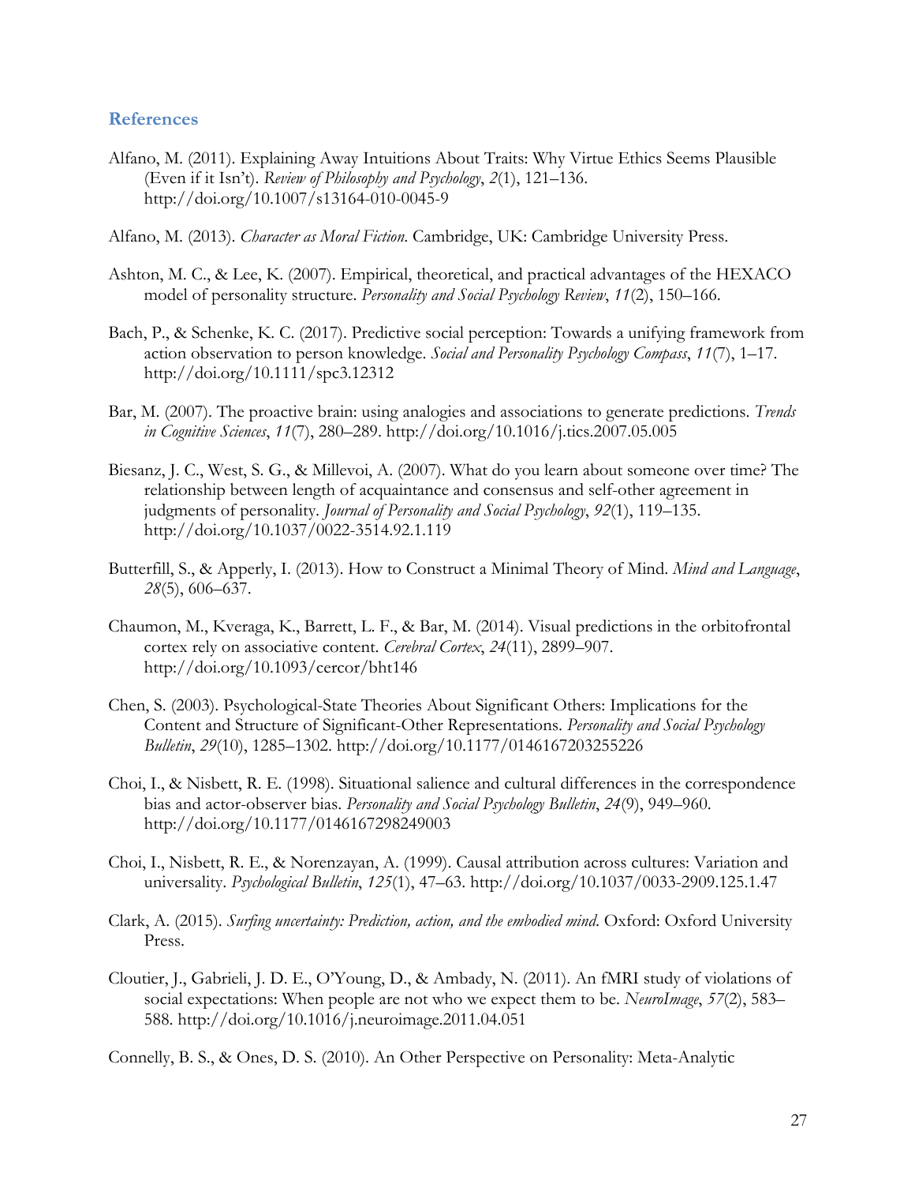## References

Alfano, M. (2011). Explaining Away Intuitions About Traits: Why Virtue Ethics Seems Plausible (Even if it Isn't). *Review of Philosophy and Psychology*, *2*(1), 121–136. http://doi.org/10.1007/s13164-010-0045-9

Alfano, M. (2013). *Character as Moral Fiction*. Cambridge, UK: Cambridge University Press.

Ashton, M. C., & Lee, K. (2007). Empirical, theoretical, and practical advantages of the HEXACO model of personality structure. *Personality and Social Psychology Review*, *11*(2), 150–166.

Bach, P., & Schenke, K. C. (2017). Predictive social perception: Towards a unifying framework from action observation to person knowledge. *Social and Personality Psychology Compass*, *11*(7), 1–17. http://doi.org/10.1111/spc3.12312

Bar, M. (2007). The proactive brain: using analogies and associations to generate predictions. *Trends in Cognitive Sciences*, *11*(7), 280–289. http://doi.org/10.1016/j.tics.2007.05.005

Biesanz, J. C., West, S. G., & Millevoi, A. (2007). What do you learn about someone over time? The relationship between length of acquaintance and consensus and self-other agreement in judgments of personality. *Journal of Personality and Social Psychology*, *92*(1), 119–135. http://doi.org/10.1037/0022-3514.92.1.119

Butterfill, S., & Apperly, I. (2013). How to Construct a Minimal Theory of Mind. *Mind and Language*, *28*(5), 606–637.

Chaumon, M., Kveraga, K., Barrett, L. F., & Bar, M. (2014). Visual predictions in the orbitofrontal cortex rely on associative content. *Cerebral Cortex*, *24*(11), 2899–907. http://doi.org/10.1093/cercor/bht146

Chen, S. (2003). Psychological-State Theories About Significant Others: Implications for the Content and Structure of Significant-Other Representations. *Personality and Social Psychology Bulletin*, *29*(10), 1285–1302. http://doi.org/10.1177/0146167203255226

Choi, I., & Nisbett, R. E. (1998). Situational salience and cultural differences in the correspondence bias and actor-observer bias. *Personality and Social Psychology Bulletin*, *24*(9), 949–960. http://doi.org/10.1177/0146167298249003

Choi, I., Nisbett, R. E., & Norenzayan, A. (1999). Causal attribution across cultures: Variation and universality. *Psychological Bulletin*, *125*(1), 47–63. http://doi.org/10.1037/0033-2909.125.1.47

Clark, A. (2015). *Surfing uncertainty: Prediction, action, and the embodied mind*. Oxford: Oxford University Press.

Cloutier, J., Gabrieli, J. D. E., O'Young, D., & Ambady, N. (2011). An fMRI study of violations of social expectations: When people are not who we expect them to be. *NeuroImage*, *57*(2), 583–588. http://doi.org/10.1016/j.neuroimage.2011.04.051

Connelly, B. S., & Ones, D. S. (2010). An Other Perspective on Personality: Meta-Analytic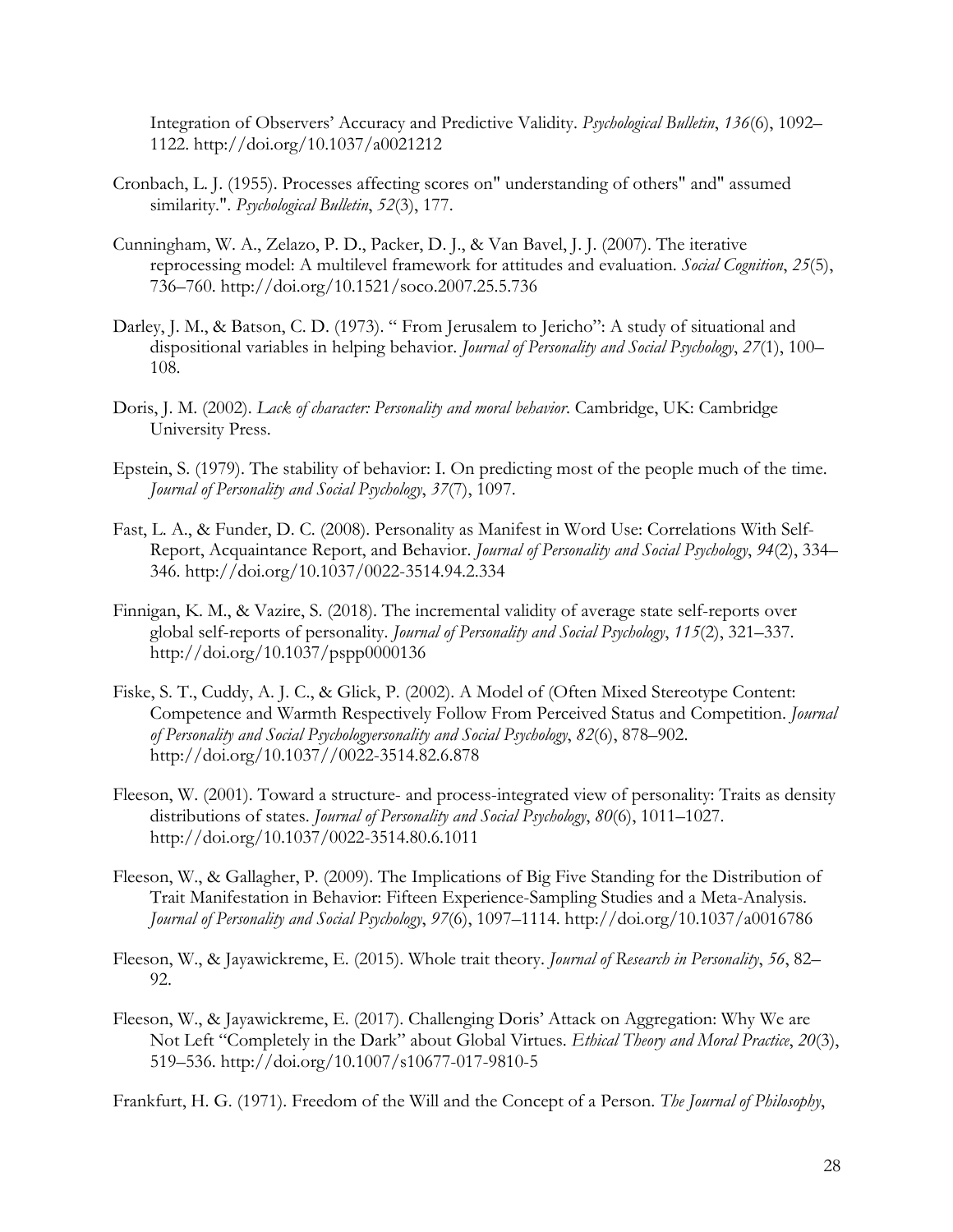Integration of Observers' Accuracy and Predictive Validity. *Psychological Bulletin*, *136*(6), 1092–1122. http://doi.org/10.1037/a0021212

Cronbach, L. J. (1955). Processes affecting scores on" understanding of others" and" assumed similarity.". *Psychological Bulletin*, *52*(3), 177.

Cunningham, W. A., Zelazo, P. D., Packer, D. J., & Van Bavel, J. J. (2007). The iterative reprocessing model: A multilevel framework for attitudes and evaluation. *Social Cognition*, *25*(5), 736–760. http://doi.org/10.1521/soco.2007.25.5.736

Darley, J. M., & Batson, C. D. (1973). " From Jerusalem to Jericho": A study of situational and dispositional variables in helping behavior. *Journal of Personality and Social Psychology*, *27*(1), 100–108.

Doris, J. M. (2002). *Lack of character: Personality and moral behavior*. Cambridge, UK: Cambridge University Press.

Epstein, S. (1979). The stability of behavior: I. On predicting most of the people much of the time. *Journal of Personality and Social Psychology*, *37*(7), 1097.

Fast, L. A., & Funder, D. C. (2008). Personality as Manifest in Word Use: Correlations With Self-Report, Acquaintance Report, and Behavior. *Journal of Personality and Social Psychology*, *94*(2), 334–346. http://doi.org/10.1037/0022-3514.94.2.334

Finnigan, K. M., & Vazire, S. (2018). The incremental validity of average state self-reports over global self-reports of personality. *Journal of Personality and Social Psychology*, *115*(2), 321–337. http://doi.org/10.1037/pspp0000136

Fiske, S. T., Cuddy, A. J. C., & Glick, P. (2002). A Model of (Often Mixed Stereotype Content: Competence and Warmth Respectively Follow From Perceived Status and Competition. *Journal of Personality and Social Psychologyersonality and Social Psychology*, *82*(6), 878–902. http://doi.org/10.1037//0022-3514.82.6.878

Fleeson, W. (2001). Toward a structure- and process-integrated view of personality: Traits as density distributions of states. *Journal of Personality and Social Psychology*, *80*(6), 1011–1027. http://doi.org/10.1037/0022-3514.80.6.1011

Fleeson, W., & Gallagher, P. (2009). The Implications of Big Five Standing for the Distribution of Trait Manifestation in Behavior: Fifteen Experience-Sampling Studies and a Meta-Analysis. *Journal of Personality and Social Psychology*, *97*(6), 1097–1114. http://doi.org/10.1037/a0016786

Fleeson, W., & Jayawickreme, E. (2015). Whole trait theory. *Journal of Research in Personality*, *56*, 82–92.

Fleeson, W., & Jayawickreme, E. (2017). Challenging Doris' Attack on Aggregation: Why We are Not Left "Completely in the Dark" about Global Virtues. *Ethical Theory and Moral Practice*, *20*(3), 519–536. http://doi.org/10.1007/s10677-017-9810-5

Frankfurt, H. G. (1971). Freedom of the Will and the Concept of a Person. *The Journal of Philosophy*,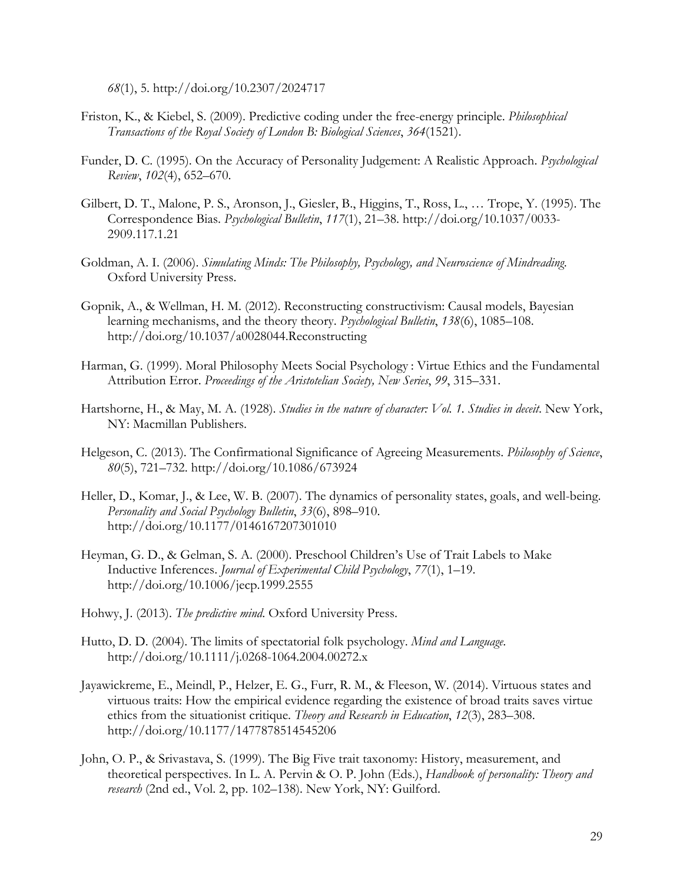*68*(1), 5. http://doi.org/10.2307/2024717

Friston, K., & Kiebel, S. (2009). Predictive coding under the free-energy principle. *Philosophical Transactions of the Royal Society of London B: Biological Sciences*, *364*(1521).

Funder, D. C. (1995). On the Accuracy of Personality Judgement: A Realistic Approach. *Psychological Review*, *102*(4), 652–670.

Gilbert, D. T., Malone, P. S., Aronson, J., Giesler, B., Higgins, T., Ross, L., … Trope, Y. (1995). The Correspondence Bias. *Psychological Bulletin*, *117*(1), 21–38. http://doi.org/10.1037/0033-2909.117.1.21

Goldman, A. I. (2006). *Simulating Minds: The Philosophy, Psychology, and Neuroscience of Mindreading*. Oxford University Press.

Gopnik, A., & Wellman, H. M. (2012). Reconstructing constructivism: Causal models, Bayesian learning mechanisms, and the theory theory. *Psychological Bulletin*, *138*(6), 1085–108. http://doi.org/10.1037/a0028044.Reconstructing

Harman, G. (1999). Moral Philosophy Meets Social Psychology : Virtue Ethics and the Fundamental Attribution Error. *Proceedings of the Aristotelian Society, New Series*, *99*, 315–331.

Hartshorne, H., & May, M. A. (1928). *Studies in the nature of character: Vol. 1. Studies in deceit*. New York, NY: Macmillan Publishers.

Helgeson, C. (2013). The Confirmational Significance of Agreeing Measurements. *Philosophy of Science*, *80*(5), 721–732. http://doi.org/10.1086/673924

Heller, D., Komar, J., & Lee, W. B. (2007). The dynamics of personality states, goals, and well-being. *Personality and Social Psychology Bulletin*, *33*(6), 898–910. http://doi.org/10.1177/0146167207301010

Heyman, G. D., & Gelman, S. A. (2000). Preschool Children's Use of Trait Labels to Make Inductive Inferences. *Journal of Experimental Child Psychology*, *77*(1), 1–19. http://doi.org/10.1006/jecp.1999.2555

Hohwy, J. (2013). *The predictive mind*. Oxford University Press.

Hutto, D. D. (2004). The limits of spectatorial folk psychology. *Mind and Language*. http://doi.org/10.1111/j.0268-1064.2004.00272.x

Jayawickreme, E., Meindl, P., Helzer, E. G., Furr, R. M., & Fleeson, W. (2014). Virtuous states and virtuous traits: How the empirical evidence regarding the existence of broad traits saves virtue ethics from the situationist critique. *Theory and Research in Education*, *12*(3), 283–308. http://doi.org/10.1177/1477878514545206

John, O. P., & Srivastava, S. (1999). The Big Five trait taxonomy: History, measurement, and theoretical perspectives. In L. A. Pervin & O. P. John (Eds.), *Handbook of personality: Theory and research* (2nd ed., Vol. 2, pp. 102–138). New York, NY: Guilford.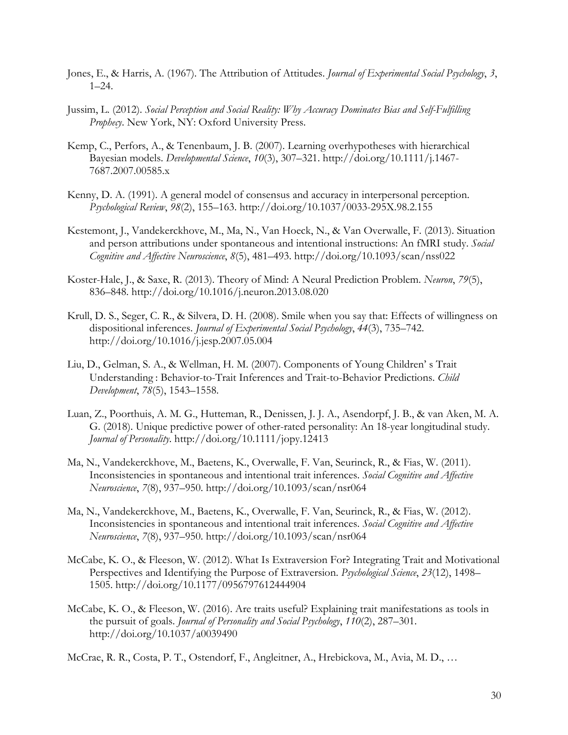Jones, E., & Harris, A. (1967). The Attribution of Attitudes. *Journal of Experimental Social Psychology*, *3*, 1–24.

Jussim, L. (2012). *Social Perception and Social Reality: Why Accuracy Dominates Bias and Self-Fulfilling Prophecy*. New York, NY: Oxford University Press.

Kemp, C., Perfors, A., & Tenenbaum, J. B. (2007). Learning overhypotheses with hierarchical Bayesian models. *Developmental Science*, *10*(3), 307–321. http://doi.org/10.1111/j.1467-7687.2007.00585.x

Kenny, D. A. (1991). A general model of consensus and accuracy in interpersonal perception. *Psychological Review*, *98*(2), 155–163. http://doi.org/10.1037/0033-295X.98.2.155

Kestemont, J., Vandekerckhove, M., Ma, N., Van Hoeck, N., & Van Overwalle, F. (2013). Situation and person attributions under spontaneous and intentional instructions: An fMRI study. *Social Cognitive and Affective Neuroscience*, *8*(5), 481–493. http://doi.org/10.1093/scan/nss022

Koster-Hale, J., & Saxe, R. (2013). Theory of Mind: A Neural Prediction Problem. *Neuron*, *79*(5), 836–848. http://doi.org/10.1016/j.neuron.2013.08.020

Krull, D. S., Seger, C. R., & Silvera, D. H. (2008). Smile when you say that: Effects of willingness on dispositional inferences. *Journal of Experimental Social Psychology*, *44*(3), 735–742. http://doi.org/10.1016/j.jesp.2007.05.004

Liu, D., Gelman, S. A., & Wellman, H. M. (2007). Components of Young Children' s Trait Understanding : Behavior-to-Trait Inferences and Trait-to-Behavior Predictions. *Child Development*, *78*(5), 1543–1558.

Luan, Z., Poorthuis, A. M. G., Hutteman, R., Denissen, J. J. A., Asendorpf, J. B., & van Aken, M. A. G. (2018). Unique predictive power of other-rated personality: An 18-year longitudinal study. *Journal of Personality*. http://doi.org/10.1111/jopy.12413

Ma, N., Vandekerckhove, M., Baetens, K., Overwalle, F. Van, Seurinck, R., & Fias, W. (2011). Inconsistencies in spontaneous and intentional trait inferences. *Social Cognitive and Affective Neuroscience*, *7*(8), 937–950. http://doi.org/10.1093/scan/nsr064

Ma, N., Vandekerckhove, M., Baetens, K., Overwalle, F. Van, Seurinck, R., & Fias, W. (2012). Inconsistencies in spontaneous and intentional trait inferences. *Social Cognitive and Affective Neuroscience*, *7*(8), 937–950. http://doi.org/10.1093/scan/nsr064

McCabe, K. O., & Fleeson, W. (2012). What Is Extraversion For? Integrating Trait and Motivational Perspectives and Identifying the Purpose of Extraversion. *Psychological Science*, *23*(12), 1498–1505. http://doi.org/10.1177/0956797612444904

McCabe, K. O., & Fleeson, W. (2016). Are traits useful? Explaining trait manifestations as tools in the pursuit of goals. *Journal of Personality and Social Psychology*, *110*(2), 287–301. http://doi.org/10.1037/a0039490

McCrae, R. R., Costa, P. T., Ostendorf, F., Angleitner, A., Hrebickova, M., Avia, M. D., …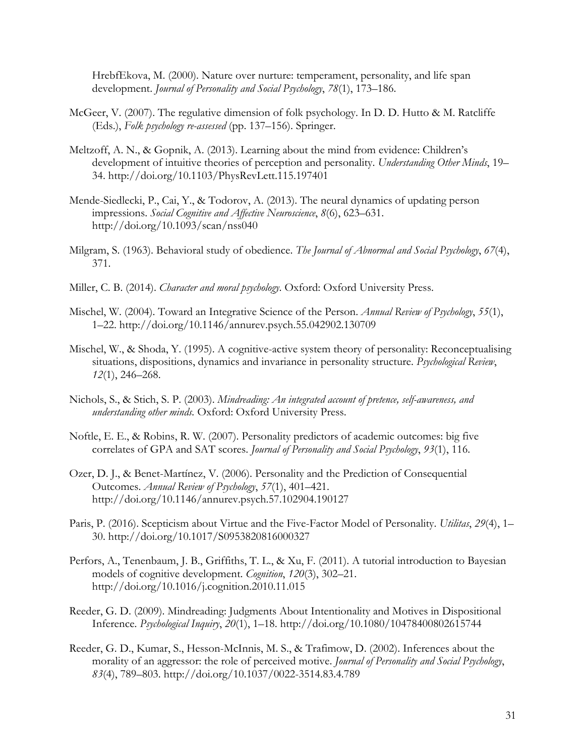HrebfEkova, M. (2000). Nature over nurture: temperament, personality, and life span development. *Journal of Personality and Social Psychology*, *78*(1), 173–186.

McGeer, V. (2007). The regulative dimension of folk psychology. In D. D. Hutto & M. Ratcliffe (Eds.), *Folk psychology re-assessed* (pp. 137–156). Springer.

Meltzoff, A. N., & Gopnik, A. (2013). Learning about the mind from evidence: Children's development of intuitive theories of perception and personality. *Understanding Other Minds*, 19–34. http://doi.org/10.1103/PhysRevLett.115.197401

Mende-Siedlecki, P., Cai, Y., & Todorov, A. (2013). The neural dynamics of updating person impressions. *Social Cognitive and Affective Neuroscience*, *8*(6), 623–631. http://doi.org/10.1093/scan/nss040

Milgram, S. (1963). Behavioral study of obedience. *The Journal of Abnormal and Social Psychology*, *67*(4), 371.

Miller, C. B. (2014). *Character and moral psychology*. Oxford: Oxford University Press.

Mischel, W. (2004). Toward an Integrative Science of the Person. *Annual Review of Psychology*, *55*(1), 1–22. http://doi.org/10.1146/annurev.psych.55.042902.130709

Mischel, W., & Shoda, Y. (1995). A cognitive-active system theory of personality: Reconceptualising situations, dispositions, dynamics and invariance in personality structure. *Psychological Review*, *12*(1), 246–268.

Nichols, S., & Stich, S. P. (2003). *Mindreading: An integrated account of pretence, self-awareness, and understanding other minds.* Oxford: Oxford University Press.

Noftle, E. E., & Robins, R. W. (2007). Personality predictors of academic outcomes: big five correlates of GPA and SAT scores. *Journal of Personality and Social Psychology*, *93*(1), 116.

Ozer, D. J., & Benet-Martínez, V. (2006). Personality and the Prediction of Consequential Outcomes. *Annual Review of Psychology*, *57*(1), 401–421. http://doi.org/10.1146/annurev.psych.57.102904.190127

Paris, P. (2016). Scepticism about Virtue and the Five-Factor Model of Personality. *Utilitas*, *29*(4), 1–30. http://doi.org/10.1017/S0953820816000327

Perfors, A., Tenenbaum, J. B., Griffiths, T. L., & Xu, F. (2011). A tutorial introduction to Bayesian models of cognitive development. *Cognition*, *120*(3), 302–21. http://doi.org/10.1016/j.cognition.2010.11.015

Reeder, G. D. (2009). Mindreading: Judgments About Intentionality and Motives in Dispositional Inference. *Psychological Inquiry*, *20*(1), 1–18. http://doi.org/10.1080/10478400802615744

Reeder, G. D., Kumar, S., Hesson-McInnis, M. S., & Trafimow, D. (2002). Inferences about the morality of an aggressor: the role of perceived motive. *Journal of Personality and Social Psychology*, *83*(4), 789–803. http://doi.org/10.1037/0022-3514.83.4.789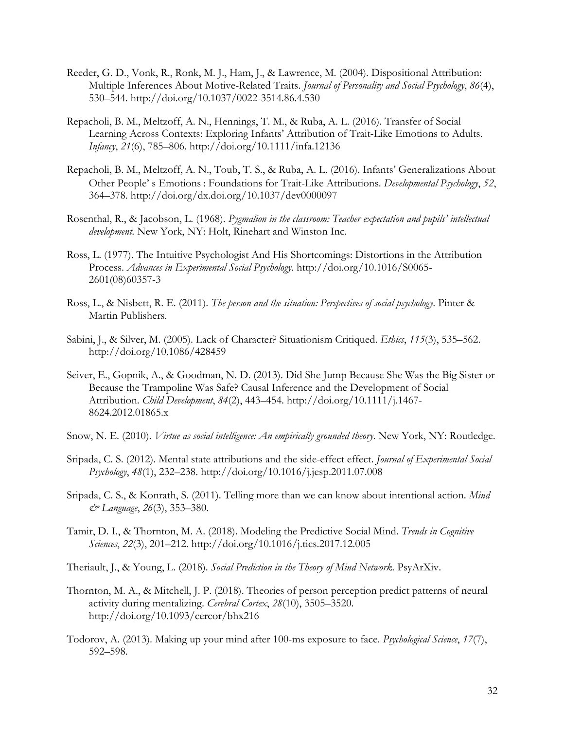Reeder, G. D., Vonk, R., Ronk, M. J., Ham, J., & Lawrence, M. (2004). Dispositional Attribution: Multiple Inferences About Motive-Related Traits. *Journal of Personality and Social Psychology*, *86*(4), 530–544. http://doi.org/10.1037/0022-3514.86.4.530

Repacholi, B. M., Meltzoff, A. N., Hennings, T. M., & Ruba, A. L. (2016). Transfer of Social Learning Across Contexts: Exploring Infants' Attribution of Trait-Like Emotions to Adults. *Infancy*, *21*(6), 785–806. http://doi.org/10.1111/infa.12136

Repacholi, B. M., Meltzoff, A. N., Toub, T. S., & Ruba, A. L. (2016). Infants' Generalizations About Other People' s Emotions : Foundations for Trait-Like Attributions. *Developmental Psychology*, *52*, 364–378. http://doi.org/dx.doi.org/10.1037/dev0000097

Rosenthal, R., & Jacobson, L. (1968). *Pygmalion in the classroom: Teacher expectation and pupils' intellectual development*. New York, NY: Holt, Rinehart and Winston Inc.

Ross, L. (1977). The Intuitive Psychologist And His Shortcomings: Distortions in the Attribution Process. *Advances in Experimental Social Psychology*. http://doi.org/10.1016/S0065-2601(08)60357-3

Ross, L., & Nisbett, R. E. (2011). *The person and the situation: Perspectives of social psychology*. Pinter & Martin Publishers.

Sabini, J., & Silver, M. (2005). Lack of Character? Situationism Critiqued. *Ethics*, *115*(3), 535–562. http://doi.org/10.1086/428459

Seiver, E., Gopnik, A., & Goodman, N. D. (2013). Did She Jump Because She Was the Big Sister or Because the Trampoline Was Safe? Causal Inference and the Development of Social Attribution. *Child Development*, *84*(2), 443–454. http://doi.org/10.1111/j.1467-8624.2012.01865.x

Snow, N. E. (2010). *Virtue as social intelligence: An empirically grounded theory*. New York, NY: Routledge.

Sripada, C. S. (2012). Mental state attributions and the side-effect effect. *Journal of Experimental Social Psychology*, *48*(1), 232–238. http://doi.org/10.1016/j.jesp.2011.07.008

Sripada, C. S., & Konrath, S. (2011). Telling more than we can know about intentional action. *Mind & Language*, *26*(3), 353–380.

Tamir, D. I., & Thornton, M. A. (2018). Modeling the Predictive Social Mind. *Trends in Cognitive Sciences*, *22*(3), 201–212. http://doi.org/10.1016/j.tics.2017.12.005

Theriault, J., & Young, L. (2018). *Social Prediction in the Theory of Mind Network*. PsyArXiv.

Thornton, M. A., & Mitchell, J. P. (2018). Theories of person perception predict patterns of neural activity during mentalizing. *Cerebral Cortex*, *28*(10), 3505–3520. http://doi.org/10.1093/cercor/bhx216

Todorov, A. (2013). Making up your mind after 100-ms exposure to face. *Psychological Science*, *17*(7), 592–598.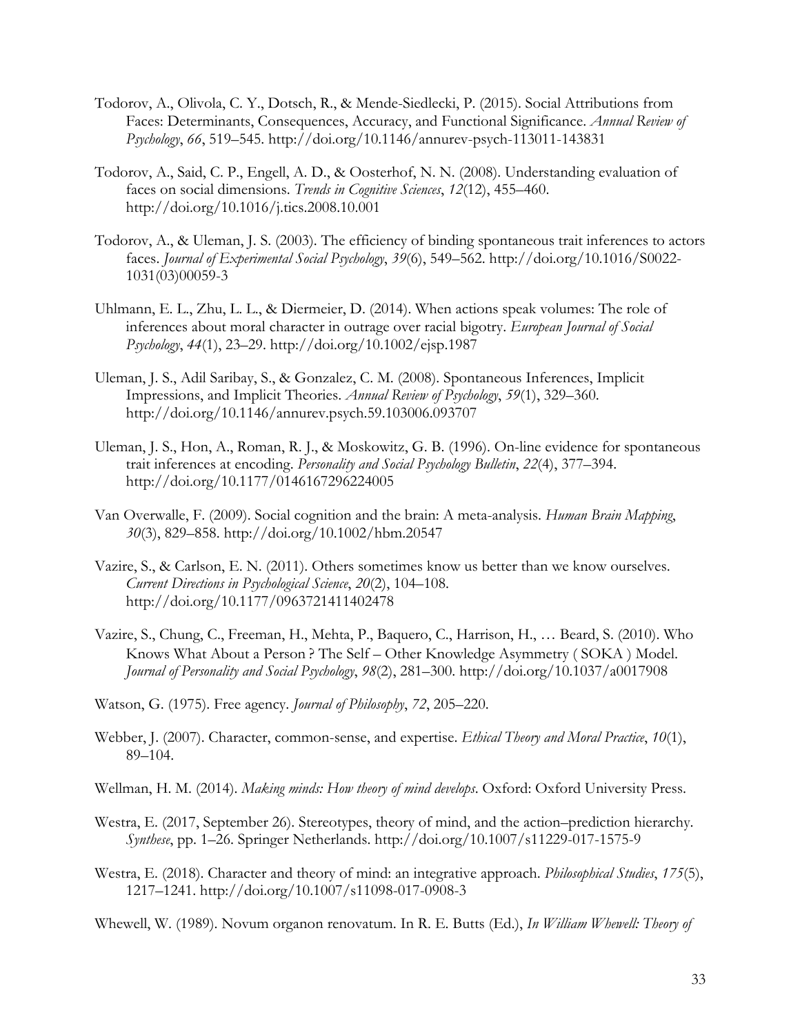Todorov, A., Olivola, C. Y., Dotsch, R., & Mende-Siedlecki, P. (2015). Social Attributions from Faces: Determinants, Consequences, Accuracy, and Functional Significance. *Annual Review of Psychology*, *66*, 519–545. http://doi.org/10.1146/annurev-psych-113011-143831

Todorov, A., Said, C. P., Engell, A. D., & Oosterhof, N. N. (2008). Understanding evaluation of faces on social dimensions. *Trends in Cognitive Sciences*, *12*(12), 455–460. http://doi.org/10.1016/j.tics.2008.10.001

Todorov, A., & Uleman, J. S. (2003). The efficiency of binding spontaneous trait inferences to actors faces. *Journal of Experimental Social Psychology*, *39*(6), 549–562. http://doi.org/10.1016/S0022-1031(03)00059-3

Uhlmann, E. L., Zhu, L. L., & Diermeier, D. (2014). When actions speak volumes: The role of inferences about moral character in outrage over racial bigotry. *European Journal of Social Psychology*, *44*(1), 23–29. http://doi.org/10.1002/ejsp.1987

Uleman, J. S., Adil Saribay, S., & Gonzalez, C. M. (2008). Spontaneous Inferences, Implicit Impressions, and Implicit Theories. *Annual Review of Psychology*, *59*(1), 329–360. http://doi.org/10.1146/annurev.psych.59.103006.093707

Uleman, J. S., Hon, A., Roman, R. J., & Moskowitz, G. B. (1996). On-line evidence for spontaneous trait inferences at encoding. *Personality and Social Psychology Bulletin*, *22*(4), 377–394. http://doi.org/10.1177/0146167296224005

Van Overwalle, F. (2009). Social cognition and the brain: A meta-analysis. *Human Brain Mapping*, *30*(3), 829–858. http://doi.org/10.1002/hbm.20547

Vazire, S., & Carlson, E. N. (2011). Others sometimes know us better than we know ourselves. *Current Directions in Psychological Science*, *20*(2), 104–108. http://doi.org/10.1177/0963721411402478

Vazire, S., Chung, C., Freeman, H., Mehta, P., Baquero, C., Harrison, H., … Beard, S. (2010). Who Knows What About a Person ? The Self – Other Knowledge Asymmetry ( SOKA ) Model. *Journal of Personality and Social Psychology*, *98*(2), 281–300. http://doi.org/10.1037/a0017908

Watson, G. (1975). Free agency. *Journal of Philosophy*, *72*, 205–220.

Webber, J. (2007). Character, common-sense, and expertise. *Ethical Theory and Moral Practice*, *10*(1), 89–104.

Wellman, H. M. (2014). *Making minds: How theory of mind develops*. Oxford: Oxford University Press.

Westra, E. (2017, September 26). Stereotypes, theory of mind, and the action–prediction hierarchy. *Synthese*, pp. 1–26. Springer Netherlands. http://doi.org/10.1007/s11229-017-1575-9

Westra, E. (2018). Character and theory of mind: an integrative approach. *Philosophical Studies*, *175*(5), 1217–1241. http://doi.org/10.1007/s11098-017-0908-3

Whewell, W. (1989). Novum organon renovatum. In R. E. Butts (Ed.), *In William Whewell: Theory of*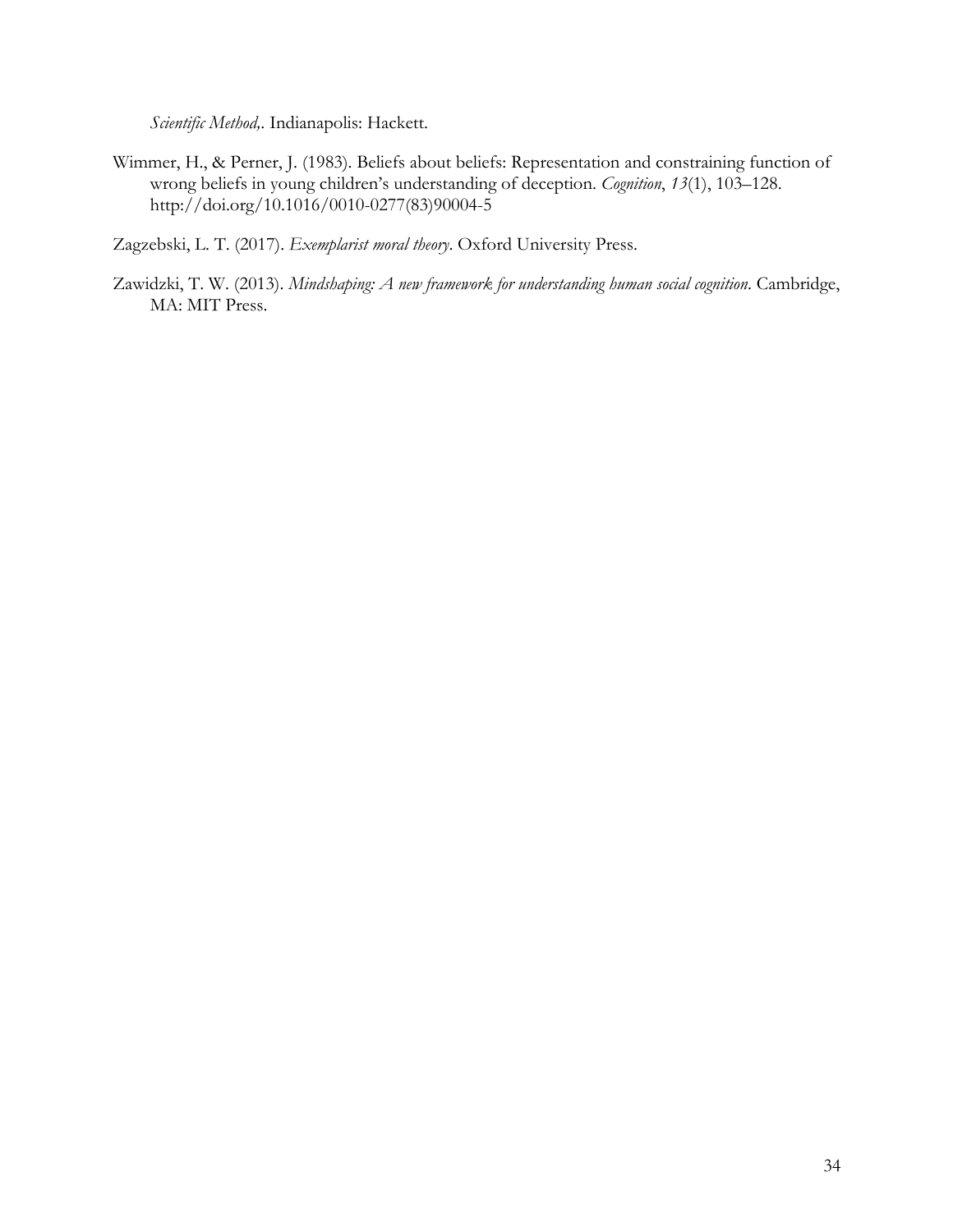*Scientific Method,*. Indianapolis: Hackett.

Wimmer, H., & Perner, J. (1983). Beliefs about beliefs: Representation and constraining function of wrong beliefs in young children's understanding of deception. *Cognition*, *13*(1), 103–128. http://doi.org/10.1016/0010-0277(83)90004-5

Zagzebski, L. T. (2017). *Exemplarist moral theory*. Oxford University Press.

Zawidzki, T. W. (2013). *Mindshaping: A new framework for understanding human social cognition*. Cambridge, MA: MIT Press.